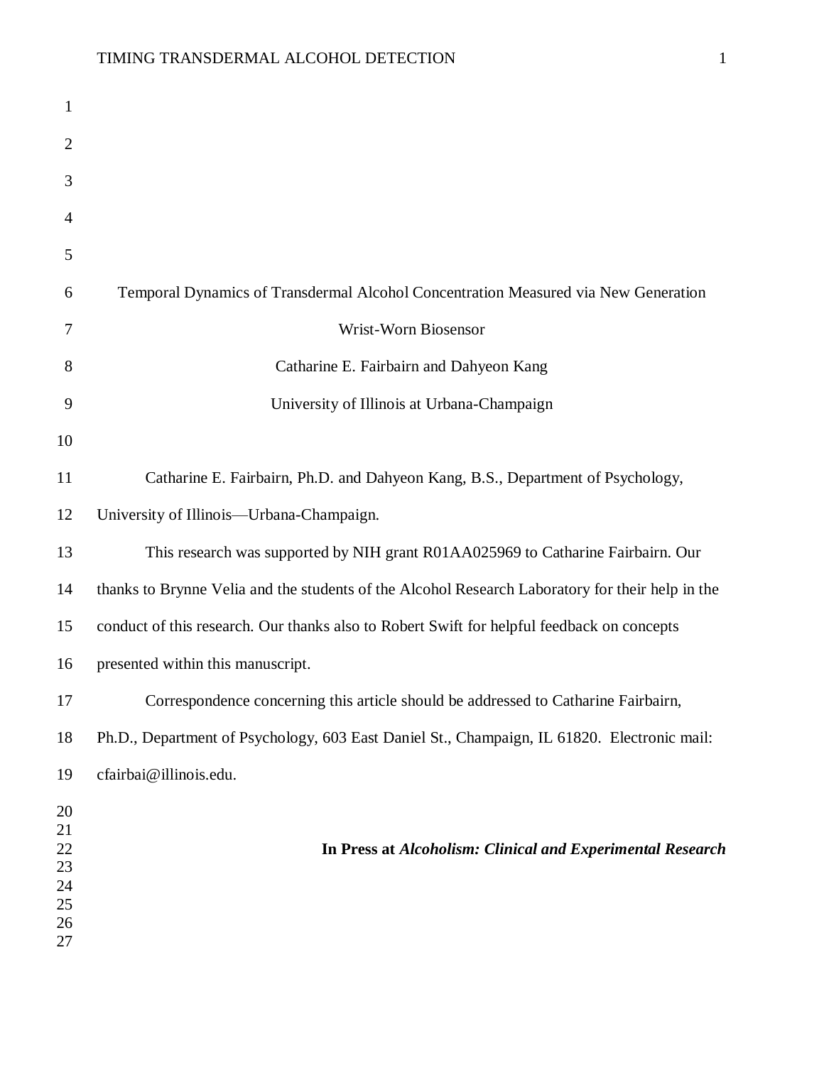# Temporal Dynamics of Transdermal Alcohol Concentration Measured via New Generation Wrist-Worn Biosensor

Catharine E. Fairbairn and Dahyeon Kang

University of Illinois at Urbana-Champaign

Catharine E. Fairbairn, Ph.D. and Dahyeon Kang, B.S., Department of Psychology, University of Illinois—Urbana-Champaign.

This research was supported by NIH grant R01AA025969 to Catharine Fairbairn. Our thanks to Brynne Velia and the students of the Alcohol Research Laboratory for their help in the conduct of this research. Our thanks also to Robert Swift for helpful feedback on concepts presented within this manuscript.

Correspondence concerning this article should be addressed to Catharine Fairbairn, Ph.D., Department of Psychology, 603 East Daniel St., Champaign, IL 61820. Electronic mail: cfairbai@illinois.edu.

**In Press at *Alcoholism: Clinical and Experimental Research***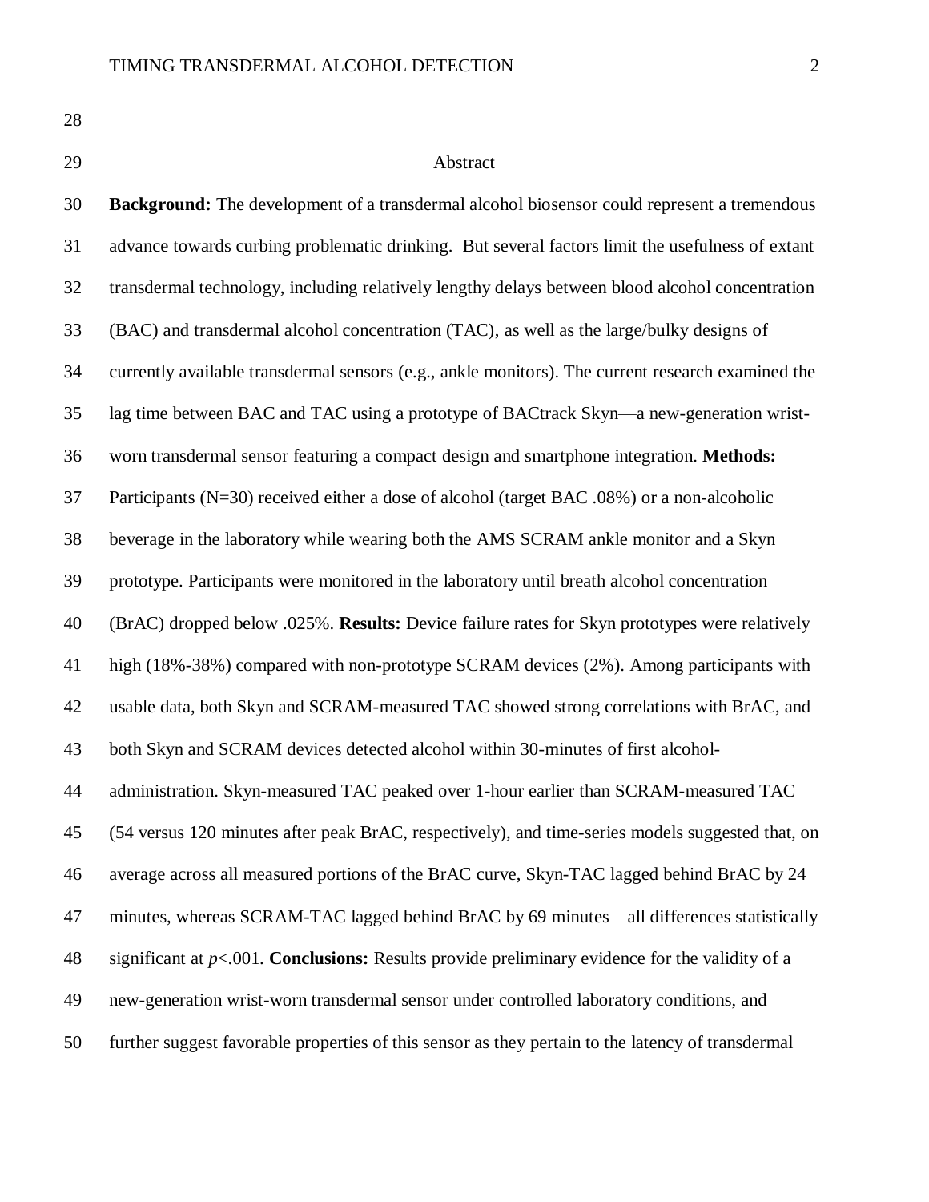## Abstract

**Background:** The development of a transdermal alcohol biosensor could represent a tremendous advance towards curbing problematic drinking. But several factors limit the usefulness of extant transdermal technology, including relatively lengthy delays between blood alcohol concentration (BAC) and transdermal alcohol concentration (TAC), as well as the large/bulky designs of currently available transdermal sensors (e.g., ankle monitors). The current research examined the lag time between BAC and TAC using a prototype of BACtrack Skyn—a new-generation wrist-worn transdermal sensor featuring a compact design and smartphone integration. **Methods:** Participants (N=30) received either a dose of alcohol (target BAC .08%) or a non-alcoholic beverage in the laboratory while wearing both the AMS SCRAM ankle monitor and a Skyn prototype. Participants were monitored in the laboratory until breath alcohol concentration (BrAC) dropped below .025%. **Results:** Device failure rates for Skyn prototypes were relatively high (18%-38%) compared with non-prototype SCRAM devices (2%). Among participants with usable data, both Skyn and SCRAM-measured TAC showed strong correlations with BrAC, and both Skyn and SCRAM devices detected alcohol within 30-minutes of first alcohol-administration. Skyn-measured TAC peaked over 1-hour earlier than SCRAM-measured TAC (54 versus 120 minutes after peak BrAC, respectively), and time-series models suggested that, on average across all measured portions of the BrAC curve, Skyn-TAC lagged behind BrAC by 24 minutes, whereas SCRAM-TAC lagged behind BrAC by 69 minutes—all differences statistically significant at $p<.001$. **Conclusions:** Results provide preliminary evidence for the validity of a new-generation wrist-worn transdermal sensor under controlled laboratory conditions, and further suggest favorable properties of this sensor as they pertain to the latency of transdermal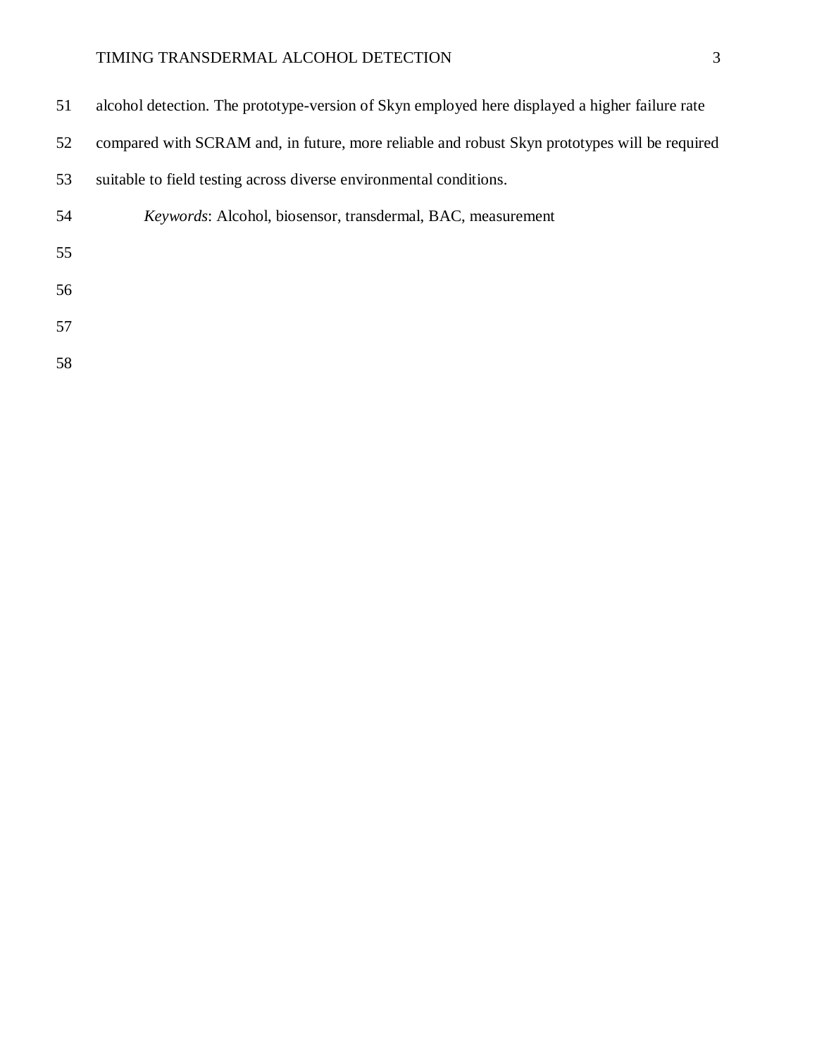alcohol detection. The prototype-version of Skyn employed here displayed a higher failure rate compared with SCRAM and, in future, more reliable and robust Skyn prototypes will be required suitable to field testing across diverse environmental conditions.

*Keywords*: Alcohol, biosensor, transdermal, BAC, measurement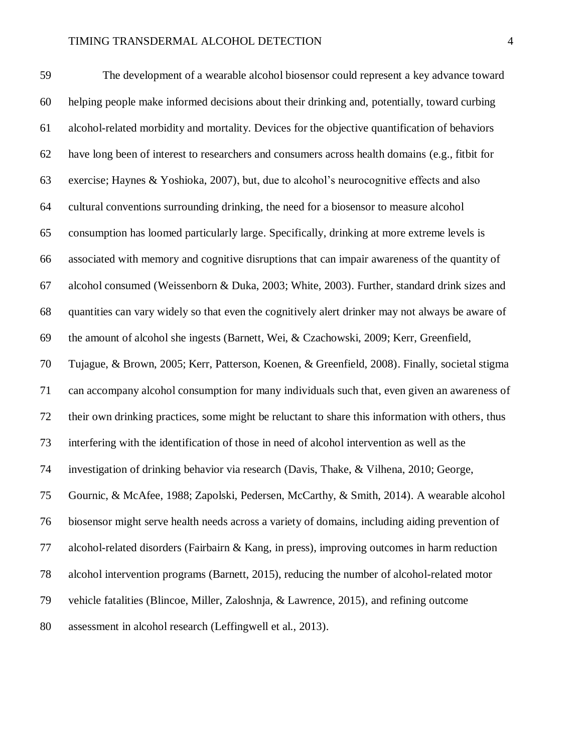The development of a wearable alcohol biosensor could represent a key advance toward helping people make informed decisions about their drinking and, potentially, toward curbing alcohol-related morbidity and mortality. Devices for the objective quantification of behaviors have long been of interest to researchers and consumers across health domains (e.g., fitbit for exercise; Haynes & Yoshioka, 2007), but, due to alcohol's neurocognitive effects and also cultural conventions surrounding drinking, the need for a biosensor to measure alcohol consumption has loomed particularly large. Specifically, drinking at more extreme levels is associated with memory and cognitive disruptions that can impair awareness of the quantity of alcohol consumed (Weissenborn & Duka, 2003; White, 2003). Further, standard drink sizes and quantities can vary widely so that even the cognitively alert drinker may not always be aware of the amount of alcohol she ingests (Barnett, Wei, & Czachowski, 2009; Kerr, Greenfield, Tujague, & Brown, 2005; Kerr, Patterson, Koenen, & Greenfield, 2008). Finally, societal stigma can accompany alcohol consumption for many individuals such that, even given an awareness of their own drinking practices, some might be reluctant to share this information with others, thus interfering with the identification of those in need of alcohol intervention as well as the investigation of drinking behavior via research (Davis, Thake, & Vilhena, 2010; George, Gournic, & McAfee, 1988; Zapolski, Pedersen, McCarthy, & Smith, 2014). A wearable alcohol biosensor might serve health needs across a variety of domains, including aiding prevention of alcohol-related disorders (Fairbairn & Kang, in press), improving outcomes in harm reduction alcohol intervention programs (Barnett, 2015), reducing the number of alcohol-related motor vehicle fatalities (Blincoe, Miller, Zaloshnja, & Lawrence, 2015), and refining outcome assessment in alcohol research (Leffingwell et al., 2013).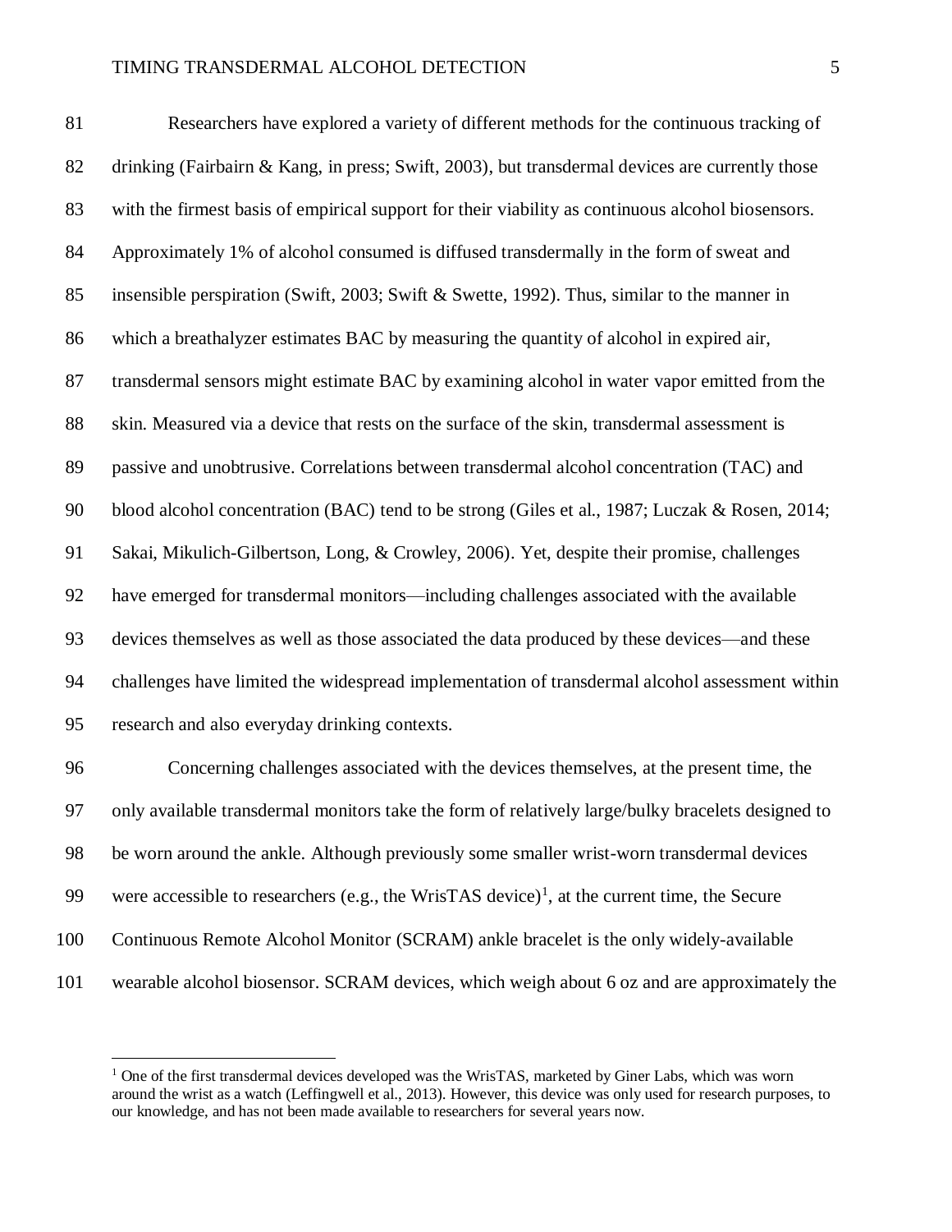Researchers have explored a variety of different methods for the continuous tracking of drinking (Fairbairn & Kang, in press; Swift, 2003), but transdermal devices are currently those with the firmest basis of empirical support for their viability as continuous alcohol biosensors. Approximately 1% of alcohol consumed is diffused transdermally in the form of sweat and insensible perspiration (Swift, 2003; Swift & Swette, 1992). Thus, similar to the manner in which a breathalyzer estimates BAC by measuring the quantity of alcohol in expired air, transdermal sensors might estimate BAC by examining alcohol in water vapor emitted from the skin. Measured via a device that rests on the surface of the skin, transdermal assessment is passive and unobtrusive. Correlations between transdermal alcohol concentration (TAC) and blood alcohol concentration (BAC) tend to be strong (Giles et al., 1987; Luczak & Rosen, 2014; Sakai, Mikulich-Gilbertson, Long, & Crowley, 2006). Yet, despite their promise, challenges have emerged for transdermal monitors—including challenges associated with the available devices themselves as well as those associated the data produced by these devices—and these challenges have limited the widespread implementation of transdermal alcohol assessment within research and also everyday drinking contexts.

Concerning challenges associated with the devices themselves, at the present time, the only available transdermal monitors take the form of relatively large/bulky bracelets designed to be worn around the ankle. Although previously some smaller wrist-worn transdermal devices were accessible to researchers (e.g., the WrisTAS device)[1], at the current time, the Secure Continuous Remote Alcohol Monitor (SCRAM) ankle bracelet is the only widely-available wearable alcohol biosensor. SCRAM devices, which weigh about 6 oz and are approximately the

[1] One of the first transdermal devices developed was the WrisTAS, marketed by Giner Labs, which was worn around the wrist as a watch (Leffingwell et al., 2013). However, this device was only used for research purposes, to our knowledge, and has not been made available to researchers for several years now.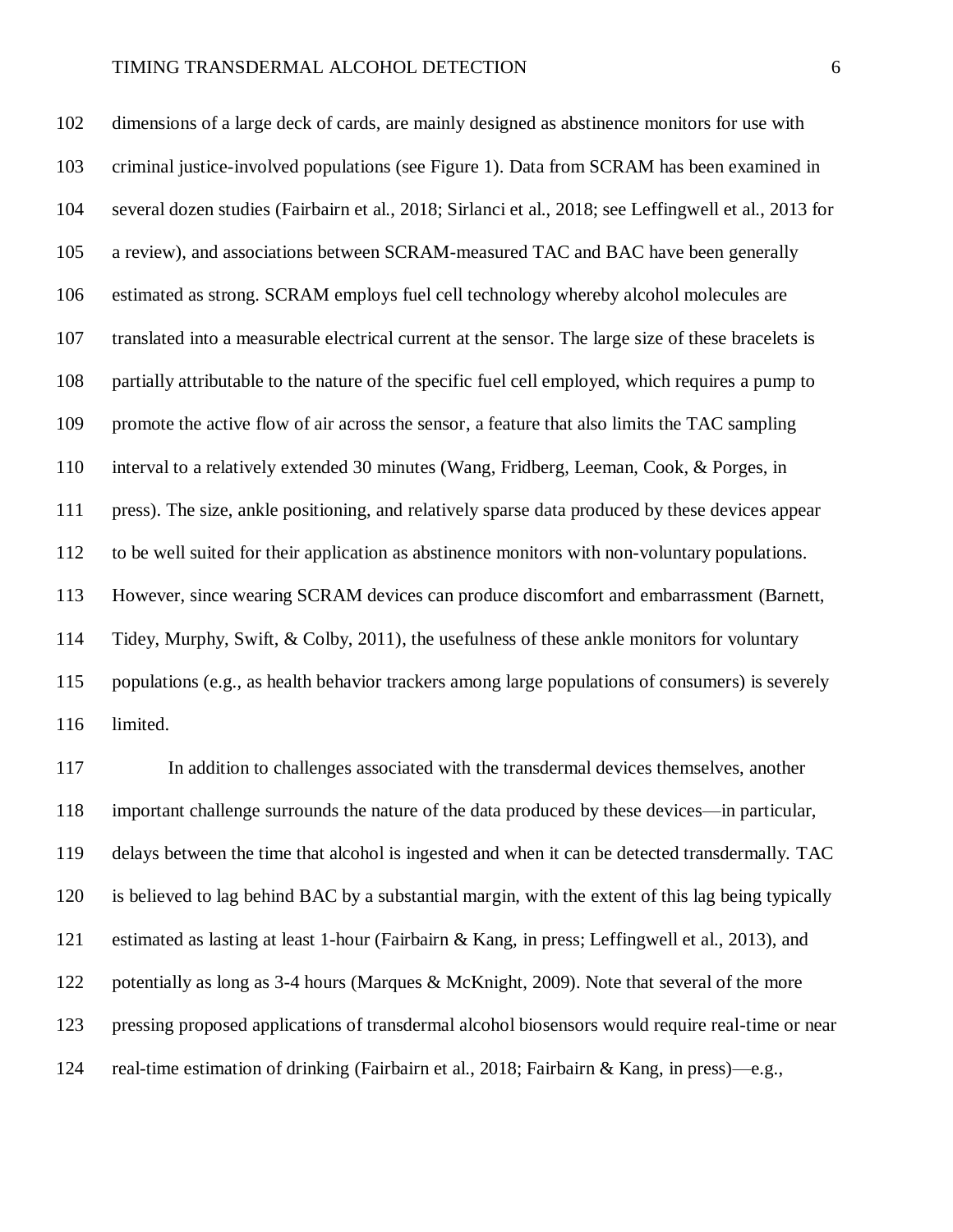dimensions of a large deck of cards, are mainly designed as abstinence monitors for use with criminal justice-involved populations (see Figure 1). Data from SCRAM has been examined in several dozen studies (Fairbairn et al., 2018; Sirlanci et al., 2018; see Leffingwell et al., 2013 for a review), and associations between SCRAM-measured TAC and BAC have been generally estimated as strong. SCRAM employs fuel cell technology whereby alcohol molecules are translated into a measurable electrical current at the sensor. The large size of these bracelets is partially attributable to the nature of the specific fuel cell employed, which requires a pump to promote the active flow of air across the sensor, a feature that also limits the TAC sampling interval to a relatively extended 30 minutes (Wang, Fridberg, Leeman, Cook, & Porges, in press). The size, ankle positioning, and relatively sparse data produced by these devices appear to be well suited for their application as abstinence monitors with non-voluntary populations. However, since wearing SCRAM devices can produce discomfort and embarrassment (Barnett, Tidey, Murphy, Swift, & Colby, 2011), the usefulness of these ankle monitors for voluntary populations (e.g., as health behavior trackers among large populations of consumers) is severely limited.

In addition to challenges associated with the transdermal devices themselves, another important challenge surrounds the nature of the data produced by these devices—in particular, delays between the time that alcohol is ingested and when it can be detected transdermally. TAC is believed to lag behind BAC by a substantial margin, with the extent of this lag being typically estimated as lasting at least 1-hour (Fairbairn & Kang, in press; Leffingwell et al., 2013), and potentially as long as 3-4 hours (Marques & McKnight, 2009). Note that several of the more pressing proposed applications of transdermal alcohol biosensors would require real-time or near real-time estimation of drinking (Fairbairn et al., 2018; Fairbairn & Kang, in press)—e.g.,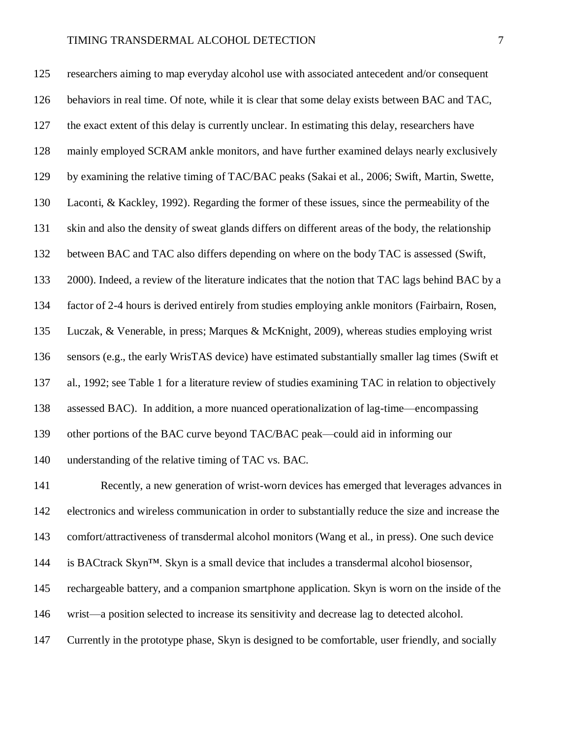researchers aiming to map everyday alcohol use with associated antecedent and/or consequent behaviors in real time. Of note, while it is clear that some delay exists between BAC and TAC, the exact extent of this delay is currently unclear. In estimating this delay, researchers have mainly employed SCRAM ankle monitors, and have further examined delays nearly exclusively by examining the relative timing of TAC/BAC peaks (Sakai et al., 2006; Swift, Martin, Swette, Laconti, & Kackley, 1992). Regarding the former of these issues, since the permeability of the skin and also the density of sweat glands differs on different areas of the body, the relationship between BAC and TAC also differs depending on where on the body TAC is assessed (Swift, 2000). Indeed, a review of the literature indicates that the notion that TAC lags behind BAC by a factor of 2-4 hours is derived entirely from studies employing ankle monitors (Fairbairn, Rosen, Luczak, & Venerable, in press; Marques & McKnight, 2009), whereas studies employing wrist sensors (e.g., the early WrisTAS device) have estimated substantially smaller lag times (Swift et al., 1992; see Table 1 for a literature review of studies examining TAC in relation to objectively assessed BAC). In addition, a more nuanced operationalization of lag-time—encompassing other portions of the BAC curve beyond TAC/BAC peak—could aid in informing our understanding of the relative timing of TAC vs. BAC.

Recently, a new generation of wrist-worn devices has emerged that leverages advances in electronics and wireless communication in order to substantially reduce the size and increase the comfort/attractiveness of transdermal alcohol monitors (Wang et al., in press). One such device is BACtrack Skyn™. Skyn is a small device that includes a transdermal alcohol biosensor, rechargeable battery, and a companion smartphone application. Skyn is worn on the inside of the wrist—a position selected to increase its sensitivity and decrease lag to detected alcohol. Currently in the prototype phase, Skyn is designed to be comfortable, user friendly, and socially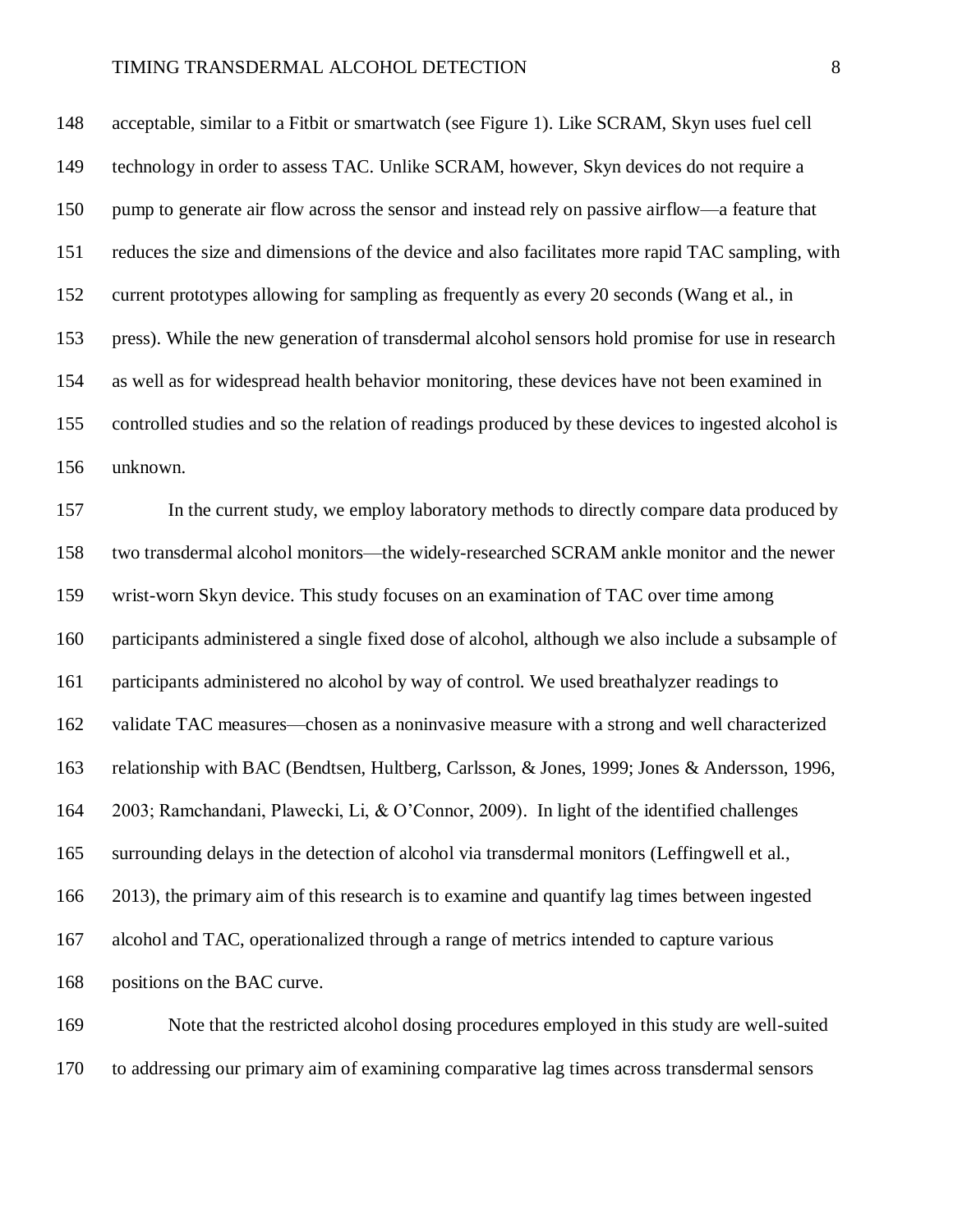acceptable, similar to a Fitbit or smartwatch (see Figure 1). Like SCRAM, Skyn uses fuel cell technology in order to assess TAC. Unlike SCRAM, however, Skyn devices do not require a pump to generate air flow across the sensor and instead rely on passive airflow—a feature that reduces the size and dimensions of the device and also facilitates more rapid TAC sampling, with current prototypes allowing for sampling as frequently as every 20 seconds (Wang et al., in press). While the new generation of transdermal alcohol sensors hold promise for use in research as well as for widespread health behavior monitoring, these devices have not been examined in controlled studies and so the relation of readings produced by these devices to ingested alcohol is unknown.

In the current study, we employ laboratory methods to directly compare data produced by two transdermal alcohol monitors—the widely-researched SCRAM ankle monitor and the newer wrist-worn Skyn device. This study focuses on an examination of TAC over time among participants administered a single fixed dose of alcohol, although we also include a subsample of participants administered no alcohol by way of control. We used breathalyzer readings to validate TAC measures—chosen as a noninvasive measure with a strong and well characterized relationship with BAC (Bendtsen, Hultberg, Carlsson, & Jones, 1999; Jones & Andersson, 1996, 2003; Ramchandani, Plawecki, Li, & O'Connor, 2009). In light of the identified challenges surrounding delays in the detection of alcohol via transdermal monitors (Leffingwell et al., 2013), the primary aim of this research is to examine and quantify lag times between ingested alcohol and TAC, operationalized through a range of metrics intended to capture various positions on the BAC curve.

Note that the restricted alcohol dosing procedures employed in this study are well-suited to addressing our primary aim of examining comparative lag times across transdermal sensors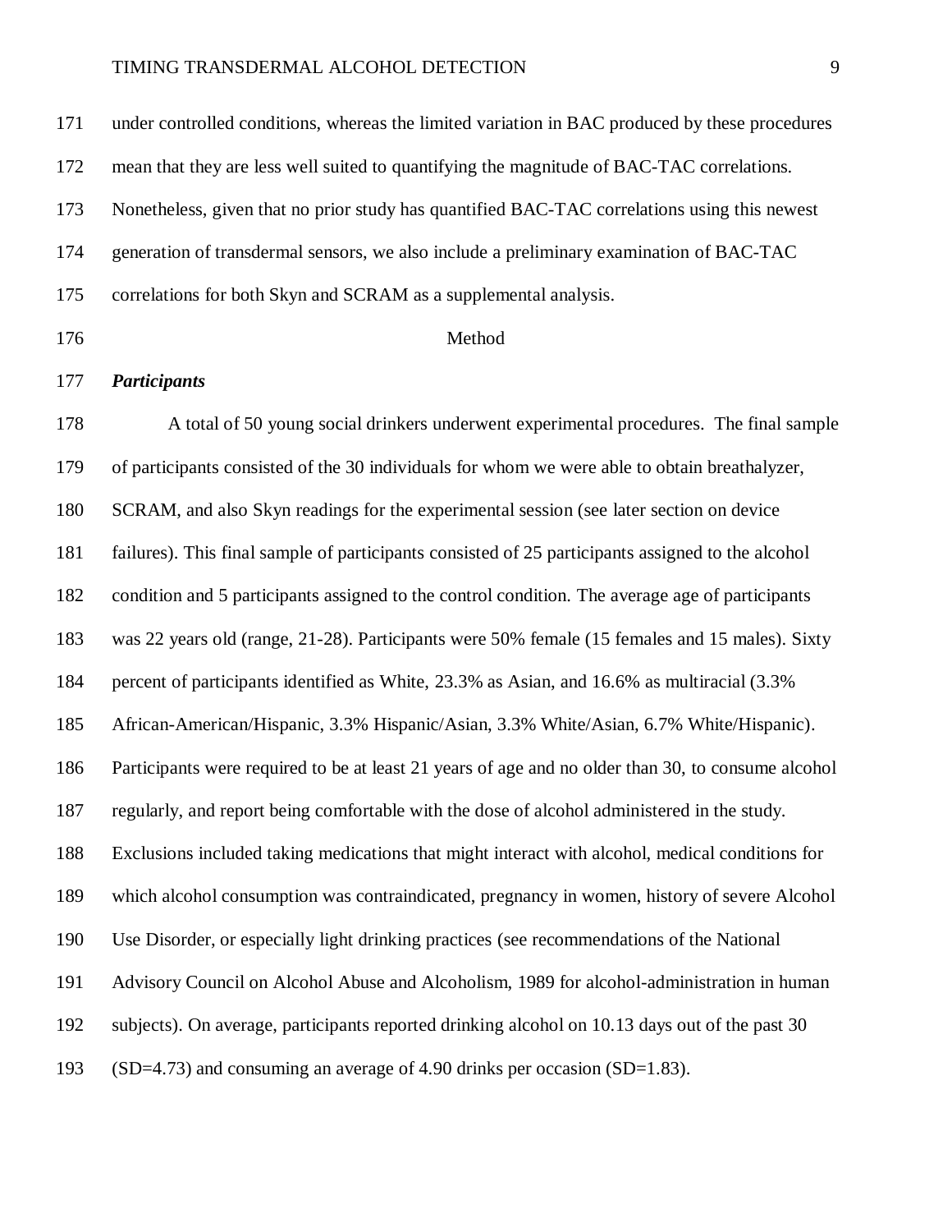under controlled conditions, whereas the limited variation in BAC produced by these procedures mean that they are less well suited to quantifying the magnitude of BAC-TAC correlations. Nonetheless, given that no prior study has quantified BAC-TAC correlations using this newest generation of transdermal sensors, we also include a preliminary examination of BAC-TAC correlations for both Skyn and SCRAM as a supplemental analysis.

# Method

### *Participants*

A total of 50 young social drinkers underwent experimental procedures. The final sample of participants consisted of the 30 individuals for whom we were able to obtain breathalyzer, SCRAM, and also Skyn readings for the experimental session (see later section on device failures). This final sample of participants consisted of 25 participants assigned to the alcohol condition and 5 participants assigned to the control condition. The average age of participants was 22 years old (range, 21-28). Participants were 50% female (15 females and 15 males). Sixty percent of participants identified as White, 23.3% as Asian, and 16.6% as multiracial (3.3% African-American/Hispanic, 3.3% Hispanic/Asian, 3.3% White/Asian, 6.7% White/Hispanic). Participants were required to be at least 21 years of age and no older than 30, to consume alcohol regularly, and report being comfortable with the dose of alcohol administered in the study. Exclusions included taking medications that might interact with alcohol, medical conditions for which alcohol consumption was contraindicated, pregnancy in women, history of severe Alcohol Use Disorder, or especially light drinking practices (see recommendations of the National Advisory Council on Alcohol Abuse and Alcoholism, 1989 for alcohol-administration in human subjects). On average, participants reported drinking alcohol on 10.13 days out of the past 30 (SD=4.73) and consuming an average of 4.90 drinks per occasion (SD=1.83).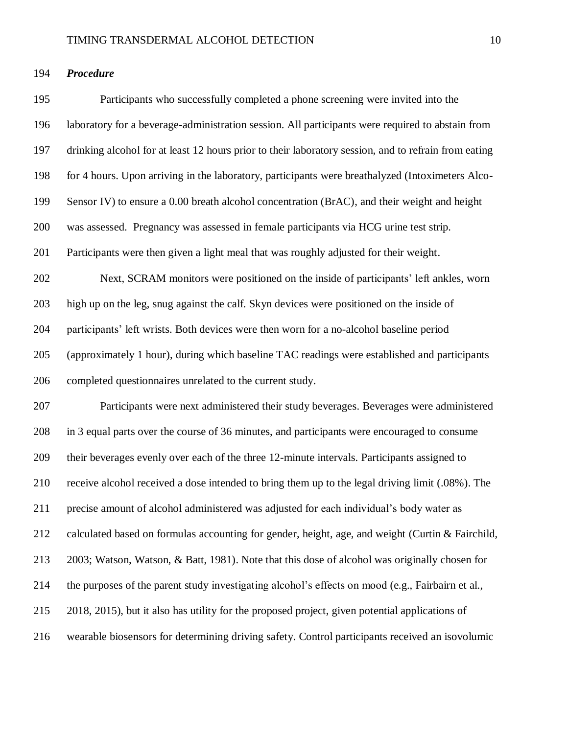***Procedure***

Participants who successfully completed a phone screening were invited into the laboratory for a beverage-administration session. All participants were required to abstain from drinking alcohol for at least 12 hours prior to their laboratory session, and to refrain from eating for 4 hours. Upon arriving in the laboratory, participants were breathalyzed (Intoximeters Alco-Sensor IV) to ensure a 0.00 breath alcohol concentration (BrAC), and their weight and height was assessed. Pregnancy was assessed in female participants via HCG urine test strip. Participants were then given a light meal that was roughly adjusted for their weight.

Next, SCRAM monitors were positioned on the inside of participants' left ankles, worn high up on the leg, snug against the calf. Skyn devices were positioned on the inside of participants' left wrists. Both devices were then worn for a no-alcohol baseline period (approximately 1 hour), during which baseline TAC readings were established and participants completed questionnaires unrelated to the current study.

Participants were next administered their study beverages. Beverages were administered in 3 equal parts over the course of 36 minutes, and participants were encouraged to consume their beverages evenly over each of the three 12-minute intervals. Participants assigned to receive alcohol received a dose intended to bring them up to the legal driving limit (.08%). The precise amount of alcohol administered was adjusted for each individual's body water as calculated based on formulas accounting for gender, height, age, and weight (Curtin & Fairchild, 2003; Watson, Watson, & Batt, 1981). Note that this dose of alcohol was originally chosen for the purposes of the parent study investigating alcohol's effects on mood (e.g., Fairbairn et al., 2018, 2015), but it also has utility for the proposed project, given potential applications of wearable biosensors for determining driving safety. Control participants received an isovolumic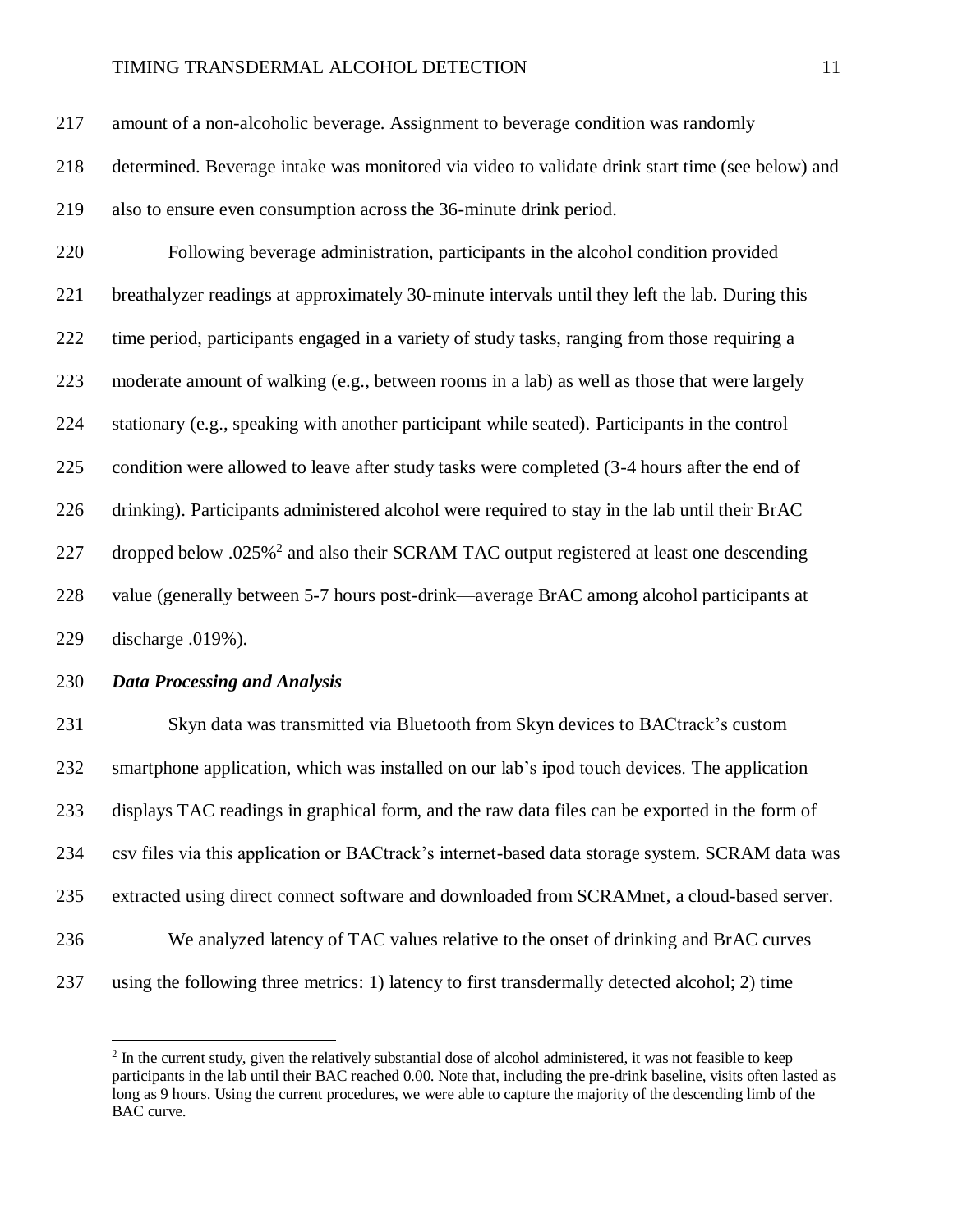amount of a non-alcoholic beverage. Assignment to beverage condition was randomly determined. Beverage intake was monitored via video to validate drink start time (see below) and also to ensure even consumption across the 36-minute drink period.

Following beverage administration, participants in the alcohol condition provided breathalyzer readings at approximately 30-minute intervals until they left the lab. During this time period, participants engaged in a variety of study tasks, ranging from those requiring a moderate amount of walking (e.g., between rooms in a lab) as well as those that were largely stationary (e.g., speaking with another participant while seated). Participants in the control condition were allowed to leave after study tasks were completed (3-4 hours after the end of drinking). Participants administered alcohol were required to stay in the lab until their BrAC dropped below .025%[2] and also their SCRAM TAC output registered at least one descending value (generally between 5-7 hours post-drink—average BrAC among alcohol participants at discharge .019%).

### *Data Processing and Analysis*

Skyn data was transmitted via Bluetooth from Skyn devices to BACtrack's custom smartphone application, which was installed on our lab's ipod touch devices. The application displays TAC readings in graphical form, and the raw data files can be exported in the form of csv files via this application or BACtrack's internet-based data storage system. SCRAM data was extracted using direct connect software and downloaded from SCRAMnet, a cloud-based server.

We analyzed latency of TAC values relative to the onset of drinking and BrAC curves using the following three metrics: 1) latency to first transdermally detected alcohol; 2) time

[2] In the current study, given the relatively substantial dose of alcohol administered, it was not feasible to keep participants in the lab until their BAC reached 0.00. Note that, including the pre-drink baseline, visits often lasted as long as 9 hours. Using the current procedures, we were able to capture the majority of the descending limb of the BAC curve.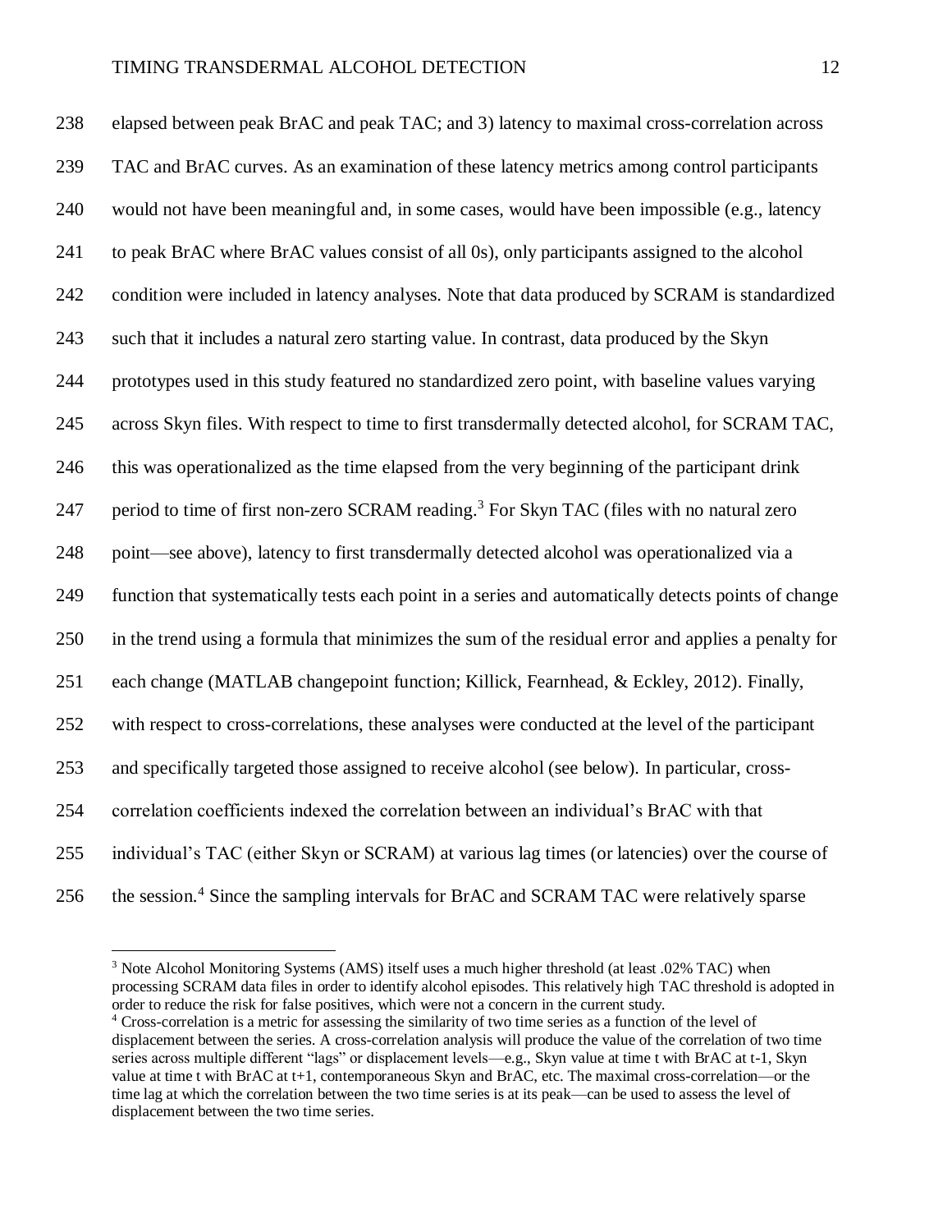elapsed between peak BrAC and peak TAC; and 3) latency to maximal cross-correlation across TAC and BrAC curves. As an examination of these latency metrics among control participants would not have been meaningful and, in some cases, would have been impossible (e.g., latency to peak BrAC where BrAC values consist of all 0s), only participants assigned to the alcohol condition were included in latency analyses. Note that data produced by SCRAM is standardized such that it includes a natural zero starting value. In contrast, data produced by the Skyn prototypes used in this study featured no standardized zero point, with baseline values varying across Skyn files. With respect to time to first transdermally detected alcohol, for SCRAM TAC, this was operationalized as the time elapsed from the very beginning of the participant drink period to time of first non-zero SCRAM reading.[3] For Skyn TAC (files with no natural zero point—see above), latency to first transdermally detected alcohol was operationalized via a function that systematically tests each point in a series and automatically detects points of change in the trend using a formula that minimizes the sum of the residual error and applies a penalty for each change (MATLAB changepoint function; Killick, Fearnhead, & Eckley, 2012). Finally, with respect to cross-correlations, these analyses were conducted at the level of the participant and specifically targeted those assigned to receive alcohol (see below). In particular, cross-correlation coefficients indexed the correlation between an individual's BrAC with that individual's TAC (either Skyn or SCRAM) at various lag times (or latencies) over the course of the session.[4] Since the sampling intervals for BrAC and SCRAM TAC were relatively sparse

[3] Note Alcohol Monitoring Systems (AMS) itself uses a much higher threshold (at least .02% TAC) when processing SCRAM data files in order to identify alcohol episodes. This relatively high TAC threshold is adopted in order to reduce the risk for false positives, which were not a concern in the current study.

[4] Cross-correlation is a metric for assessing the similarity of two time series as a function of the level of displacement between the series. A cross-correlation analysis will produce the value of the correlation of two time series across multiple different "lags" or displacement levels—e.g., Skyn value at time t with BrAC at t-1, Skyn value at time t with BrAC at t+1, contemporaneous Skyn and BrAC, etc. The maximal cross-correlation—or the time lag at which the correlation between the two time series is at its peak—can be used to assess the level of displacement between the two time series.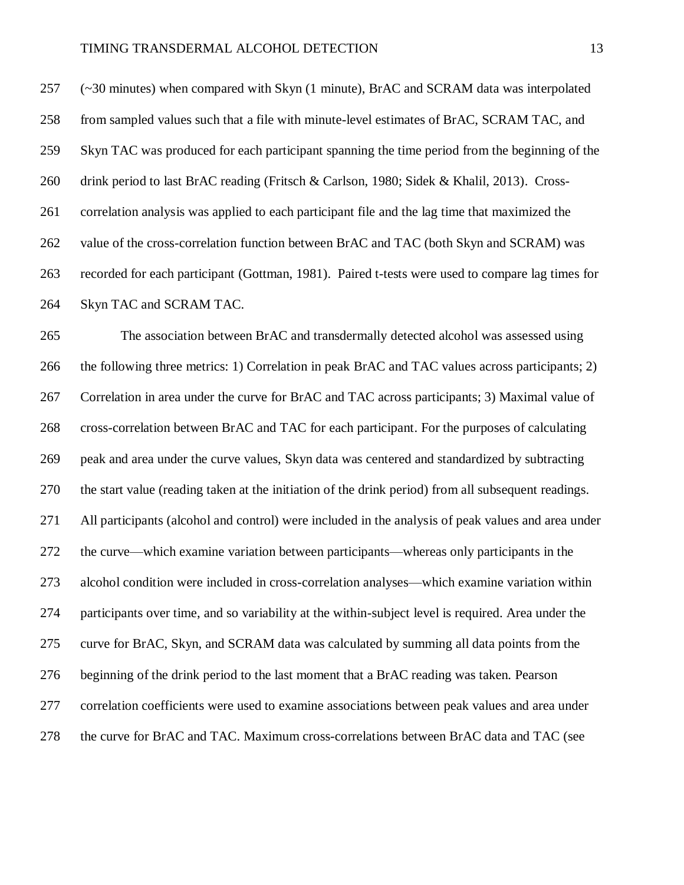(~30 minutes) when compared with Skyn (1 minute), BrAC and SCRAM data was interpolated from sampled values such that a file with minute-level estimates of BrAC, SCRAM TAC, and Skyn TAC was produced for each participant spanning the time period from the beginning of the drink period to last BrAC reading (Fritsch & Carlson, 1980; Sidek & Khalil, 2013). Cross-correlation analysis was applied to each participant file and the lag time that maximized the value of the cross-correlation function between BrAC and TAC (both Skyn and SCRAM) was recorded for each participant (Gottman, 1981). Paired t-tests were used to compare lag times for Skyn TAC and SCRAM TAC.

The association between BrAC and transdermally detected alcohol was assessed using the following three metrics: 1) Correlation in peak BrAC and TAC values across participants; 2) Correlation in area under the curve for BrAC and TAC across participants; 3) Maximal value of cross-correlation between BrAC and TAC for each participant. For the purposes of calculating peak and area under the curve values, Skyn data was centered and standardized by subtracting the start value (reading taken at the initiation of the drink period) from all subsequent readings. All participants (alcohol and control) were included in the analysis of peak values and area under the curve—which examine variation between participants—whereas only participants in the alcohol condition were included in cross-correlation analyses—which examine variation within participants over time, and so variability at the within-subject level is required. Area under the curve for BrAC, Skyn, and SCRAM data was calculated by summing all data points from the beginning of the drink period to the last moment that a BrAC reading was taken. Pearson correlation coefficients were used to examine associations between peak values and area under the curve for BrAC and TAC. Maximum cross-correlations between BrAC data and TAC (see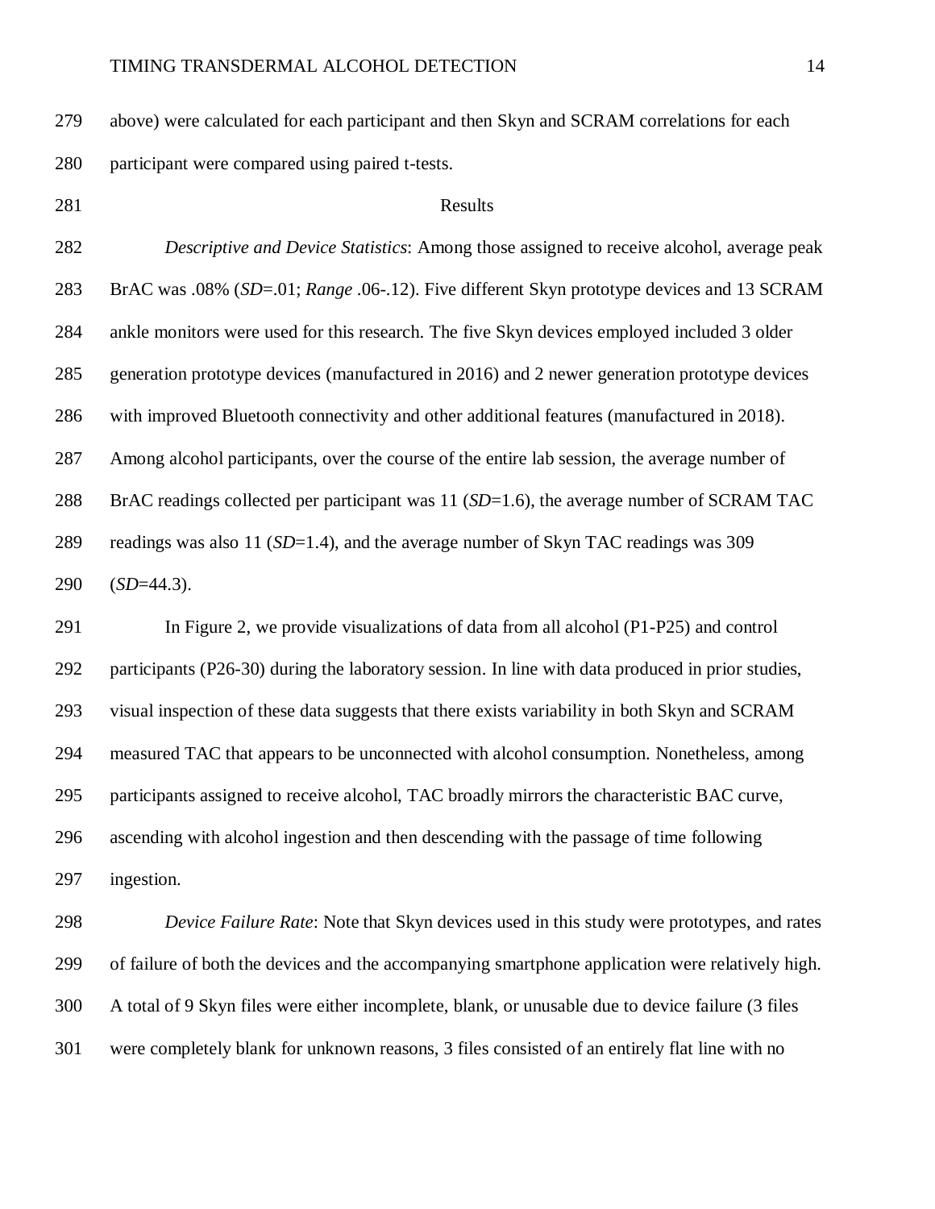above) were calculated for each participant and then Skyn and SCRAM correlations for each participant were compared using paired t-tests.

## Results

*Descriptive and Device Statistics*: Among those assigned to receive alcohol, average peak BrAC was .08% (*SD*=.01; *Range* .06-.12). Five different Skyn prototype devices and 13 SCRAM ankle monitors were used for this research. The five Skyn devices employed included 3 older generation prototype devices (manufactured in 2016) and 2 newer generation prototype devices with improved Bluetooth connectivity and other additional features (manufactured in 2018). Among alcohol participants, over the course of the entire lab session, the average number of BrAC readings collected per participant was 11 (*SD*=1.6), the average number of SCRAM TAC readings was also 11 (*SD*=1.4), and the average number of Skyn TAC readings was 309 (*SD*=44.3).

In Figure 2, we provide visualizations of data from all alcohol (P1-P25) and control participants (P26-30) during the laboratory session. In line with data produced in prior studies, visual inspection of these data suggests that there exists variability in both Skyn and SCRAM measured TAC that appears to be unconnected with alcohol consumption. Nonetheless, among participants assigned to receive alcohol, TAC broadly mirrors the characteristic BAC curve, ascending with alcohol ingestion and then descending with the passage of time following ingestion.

*Device Failure Rate*: Note that Skyn devices used in this study were prototypes, and rates of failure of both the devices and the accompanying smartphone application were relatively high. A total of 9 Skyn files were either incomplete, blank, or unusable due to device failure (3 files were completely blank for unknown reasons, 3 files consisted of an entirely flat line with no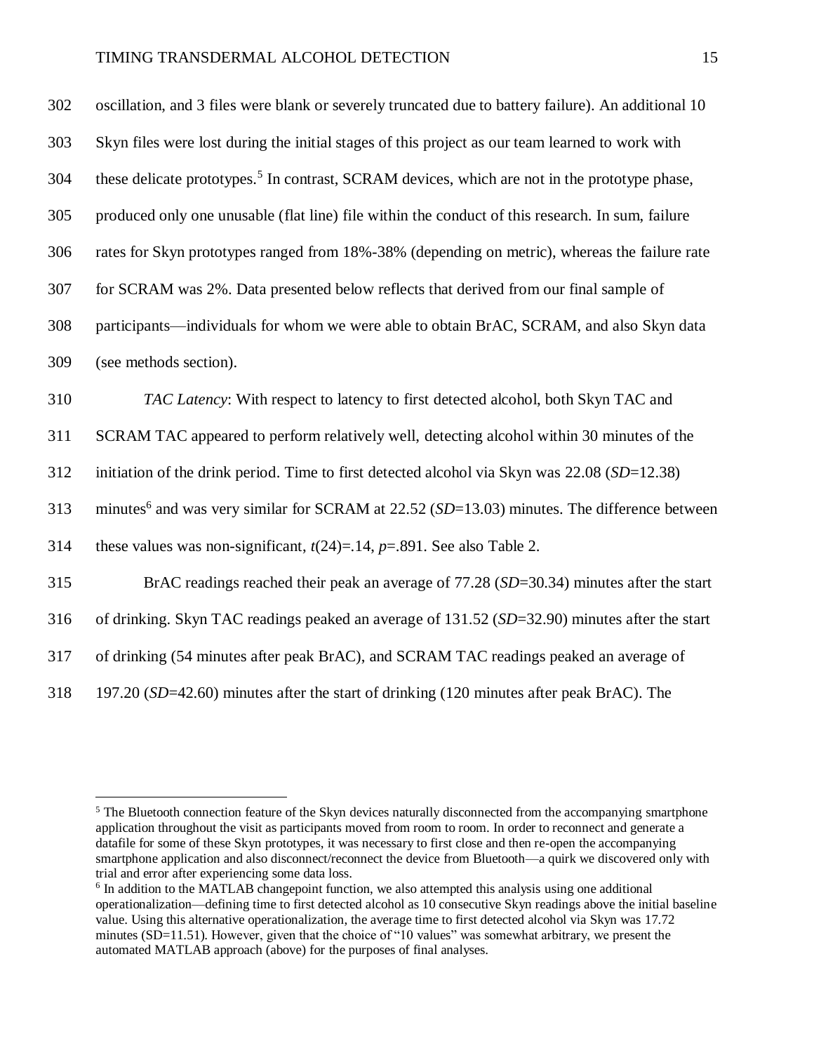oscillation, and 3 files were blank or severely truncated due to battery failure). An additional 10 Skyn files were lost during the initial stages of this project as our team learned to work with these delicate prototypes.[5] In contrast, SCRAM devices, which are not in the prototype phase, produced only one unusable (flat line) file within the conduct of this research. In sum, failure rates for Skyn prototypes ranged from 18%-38% (depending on metric), whereas the failure rate for SCRAM was 2%. Data presented below reflects that derived from our final sample of participants—individuals for whom we were able to obtain BrAC, SCRAM, and also Skyn data (see methods section).

*TAC Latency*: With respect to latency to first detected alcohol, both Skyn TAC and SCRAM TAC appeared to perform relatively well, detecting alcohol within 30 minutes of the initiation of the drink period. Time to first detected alcohol via Skyn was 22.08 (*SD*=12.38) minutes[6] and was very similar for SCRAM at 22.52 (*SD*=13.03) minutes. The difference between these values was non-significant, $t(24)=.14$, $p=.891$. See also Table 2.

BrAC readings reached their peak an average of 77.28 (*SD*=30.34) minutes after the start of drinking. Skyn TAC readings peaked an average of 131.52 (*SD*=32.90) minutes after the start of drinking (54 minutes after peak BrAC), and SCRAM TAC readings peaked an average of 197.20 (*SD*=42.60) minutes after the start of drinking (120 minutes after peak BrAC). The

---

[5] The Bluetooth connection feature of the Skyn devices naturally disconnected from the accompanying smartphone application throughout the visit as participants moved from room to room. In order to reconnect and generate a datafile for some of these Skyn prototypes, it was necessary to first close and then re-open the accompanying smartphone application and also disconnect/reconnect the device from Bluetooth—a quirk we discovered only with trial and error after experiencing some data loss.

[6] In addition to the MATLAB changepoint function, we also attempted this analysis using one additional operationalization—defining time to first detected alcohol as 10 consecutive Skyn readings above the initial baseline value. Using this alternative operationalization, the average time to first detected alcohol via Skyn was 17.72 minutes (SD=11.51). However, given that the choice of "10 values" was somewhat arbitrary, we present the automated MATLAB approach (above) for the purposes of final analyses.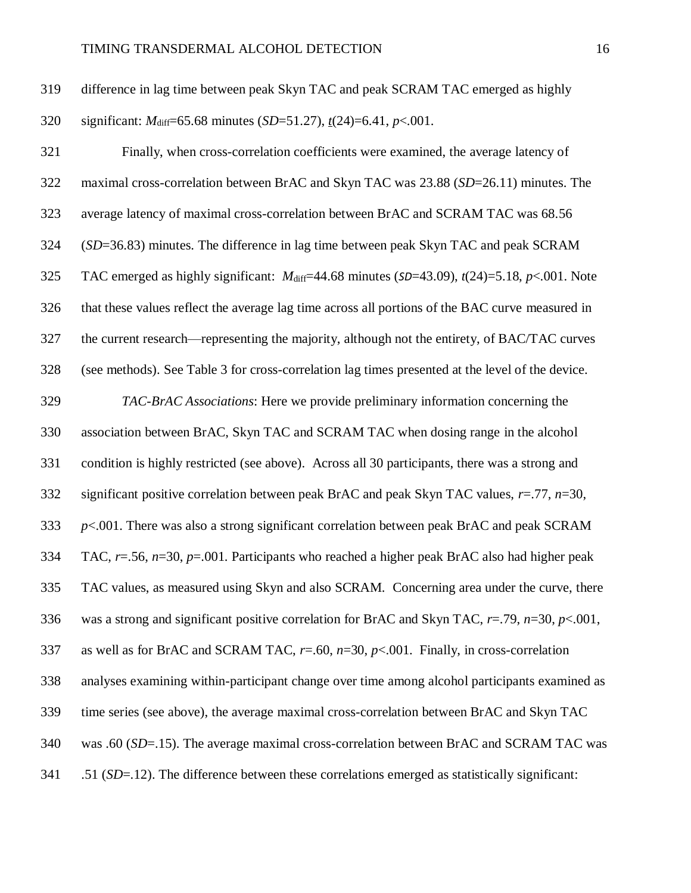difference in lag time between peak Skyn TAC and peak SCRAM TAC emerged as highly significant: $M_{diff}$=65.68 minutes (*SD*=51.27), *t*(24)=6.41, *p*<.001.

Finally, when cross-correlation coefficients were examined, the average latency of maximal cross-correlation between BrAC and Skyn TAC was 23.88 (*SD*=26.11) minutes. The average latency of maximal cross-correlation between BrAC and SCRAM TAC was 68.56 (*SD*=36.83) minutes. The difference in lag time between peak Skyn TAC and peak SCRAM TAC emerged as highly significant: $M_{diff}$=44.68 minutes (*SD*=43.09), *t*(24)=5.18, *p*<.001. Note that these values reflect the average lag time across all portions of the BAC curve measured in the current research—representing the majority, although not the entirety, of BAC/TAC curves (see methods). See Table 3 for cross-correlation lag times presented at the level of the device.

*TAC-BrAC Associations*: Here we provide preliminary information concerning the association between BrAC, Skyn TAC and SCRAM TAC when dosing range in the alcohol condition is highly restricted (see above). Across all 30 participants, there was a strong and significant positive correlation between peak BrAC and peak Skyn TAC values, *r*=.77, *n*=30, *p*<.001. There was also a strong significant correlation between peak BrAC and peak SCRAM TAC, *r*=.56, *n*=30, *p*=.001. Participants who reached a higher peak BrAC also had higher peak TAC values, as measured using Skyn and also SCRAM. Concerning area under the curve, there was a strong and significant positive correlation for BrAC and Skyn TAC, *r*=.79, *n*=30, *p*<.001, as well as for BrAC and SCRAM TAC, *r*=.60, *n*=30, *p*<.001. Finally, in cross-correlation analyses examining within-participant change over time among alcohol participants examined as time series (see above), the average maximal cross-correlation between BrAC and Skyn TAC was .60 (*SD*=.15). The average maximal cross-correlation between BrAC and SCRAM TAC was .51 (*SD*=.12). The difference between these correlations emerged as statistically significant: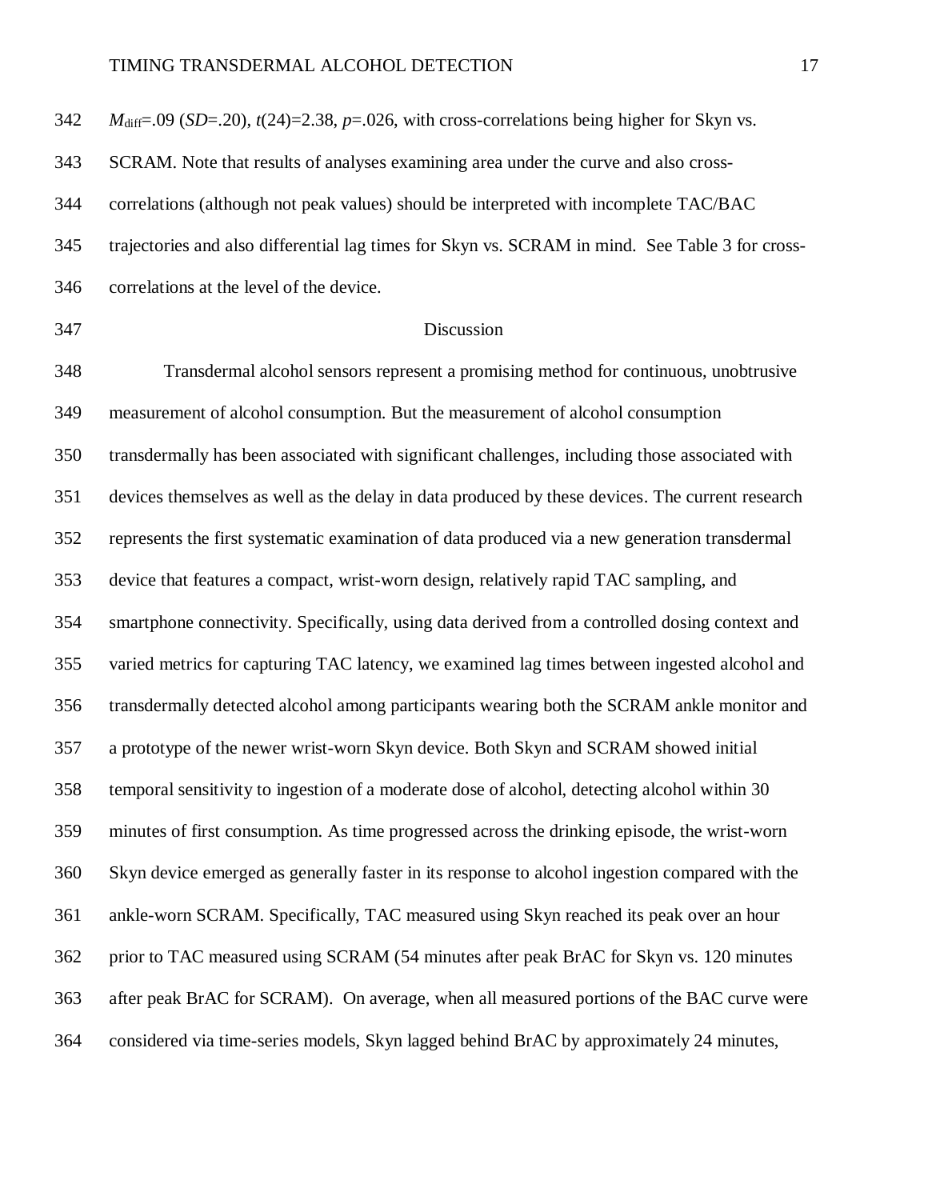$M_{diff}$=.09 (*SD*=.20), $t(24)$=2.38, $p$=.026, with cross-correlations being higher for Skyn vs. SCRAM. Note that results of analyses examining area under the curve and also cross-correlations (although not peak values) should be interpreted with incomplete TAC/BAC trajectories and also differential lag times for Skyn vs. SCRAM in mind. See Table 3 for cross-correlations at the level of the device.

## Discussion

Transdermal alcohol sensors represent a promising method for continuous, unobtrusive measurement of alcohol consumption. But the measurement of alcohol consumption transdermally has been associated with significant challenges, including those associated with devices themselves as well as the delay in data produced by these devices. The current research represents the first systematic examination of data produced via a new generation transdermal device that features a compact, wrist-worn design, relatively rapid TAC sampling, and smartphone connectivity. Specifically, using data derived from a controlled dosing context and varied metrics for capturing TAC latency, we examined lag times between ingested alcohol and transdermally detected alcohol among participants wearing both the SCRAM ankle monitor and a prototype of the newer wrist-worn Skyn device. Both Skyn and SCRAM showed initial temporal sensitivity to ingestion of a moderate dose of alcohol, detecting alcohol within 30 minutes of first consumption. As time progressed across the drinking episode, the wrist-worn Skyn device emerged as generally faster in its response to alcohol ingestion compared with the ankle-worn SCRAM. Specifically, TAC measured using Skyn reached its peak over an hour prior to TAC measured using SCRAM (54 minutes after peak BrAC for Skyn vs. 120 minutes after peak BrAC for SCRAM). On average, when all measured portions of the BAC curve were considered via time-series models, Skyn lagged behind BrAC by approximately 24 minutes,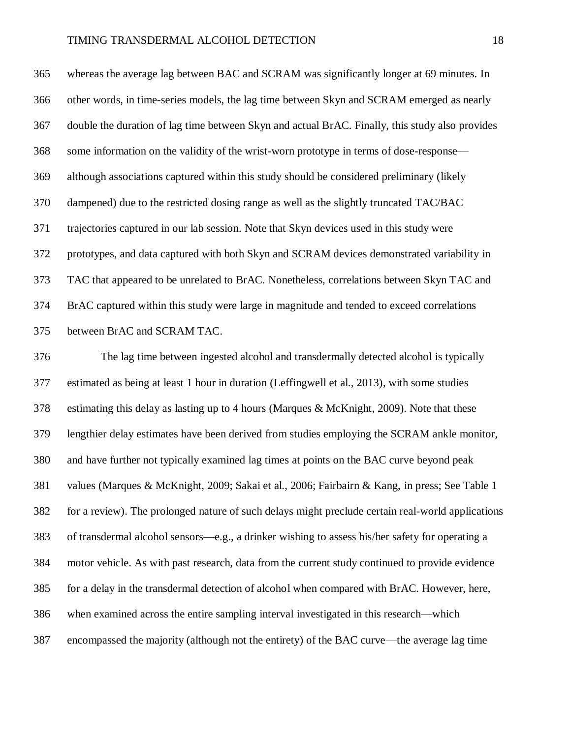whereas the average lag between BAC and SCRAM was significantly longer at 69 minutes. In other words, in time-series models, the lag time between Skyn and SCRAM emerged as nearly double the duration of lag time between Skyn and actual BrAC. Finally, this study also provides some information on the validity of the wrist-worn prototype in terms of dose-response—although associations captured within this study should be considered preliminary (likely dampened) due to the restricted dosing range as well as the slightly truncated TAC/BAC trajectories captured in our lab session. Note that Skyn devices used in this study were prototypes, and data captured with both Skyn and SCRAM devices demonstrated variability in TAC that appeared to be unrelated to BrAC. Nonetheless, correlations between Skyn TAC and BrAC captured within this study were large in magnitude and tended to exceed correlations between BrAC and SCRAM TAC.

The lag time between ingested alcohol and transdermally detected alcohol is typically estimated as being at least 1 hour in duration (Leffingwell et al., 2013), with some studies estimating this delay as lasting up to 4 hours (Marques & McKnight, 2009). Note that these lengthier delay estimates have been derived from studies employing the SCRAM ankle monitor, and have further not typically examined lag times at points on the BAC curve beyond peak values (Marques & McKnight, 2009; Sakai et al., 2006; Fairbairn & Kang, in press; See Table 1 for a review). The prolonged nature of such delays might preclude certain real-world applications of transdermal alcohol sensors—e.g., a drinker wishing to assess his/her safety for operating a motor vehicle. As with past research, data from the current study continued to provide evidence for a delay in the transdermal detection of alcohol when compared with BrAC. However, here, when examined across the entire sampling interval investigated in this research—which encompassed the majority (although not the entirety) of the BAC curve—the average lag time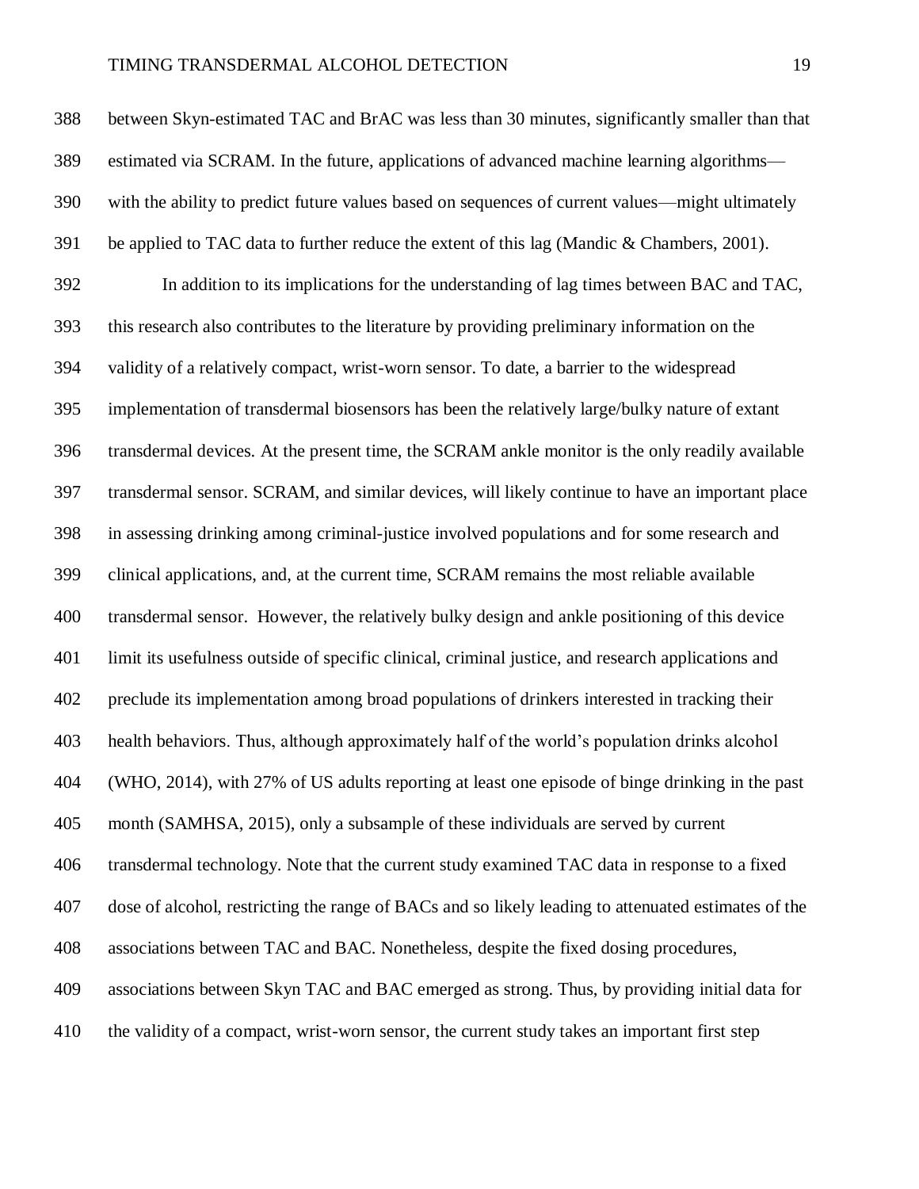between Skyn-estimated TAC and BrAC was less than 30 minutes, significantly smaller than that estimated via SCRAM. In the future, applications of advanced machine learning algorithms—with the ability to predict future values based on sequences of current values—might ultimately be applied to TAC data to further reduce the extent of this lag (Mandic & Chambers, 2001).

In addition to its implications for the understanding of lag times between BAC and TAC, this research also contributes to the literature by providing preliminary information on the validity of a relatively compact, wrist-worn sensor. To date, a barrier to the widespread implementation of transdermal biosensors has been the relatively large/bulky nature of extant transdermal devices. At the present time, the SCRAM ankle monitor is the only readily available transdermal sensor. SCRAM, and similar devices, will likely continue to have an important place in assessing drinking among criminal-justice involved populations and for some research and clinical applications, and, at the current time, SCRAM remains the most reliable available transdermal sensor. However, the relatively bulky design and ankle positioning of this device limit its usefulness outside of specific clinical, criminal justice, and research applications and preclude its implementation among broad populations of drinkers interested in tracking their health behaviors. Thus, although approximately half of the world's population drinks alcohol (WHO, 2014), with 27% of US adults reporting at least one episode of binge drinking in the past month (SAMHSA, 2015), only a subsample of these individuals are served by current transdermal technology. Note that the current study examined TAC data in response to a fixed dose of alcohol, restricting the range of BACs and so likely leading to attenuated estimates of the associations between TAC and BAC. Nonetheless, despite the fixed dosing procedures, associations between Skyn TAC and BAC emerged as strong. Thus, by providing initial data for the validity of a compact, wrist-worn sensor, the current study takes an important first step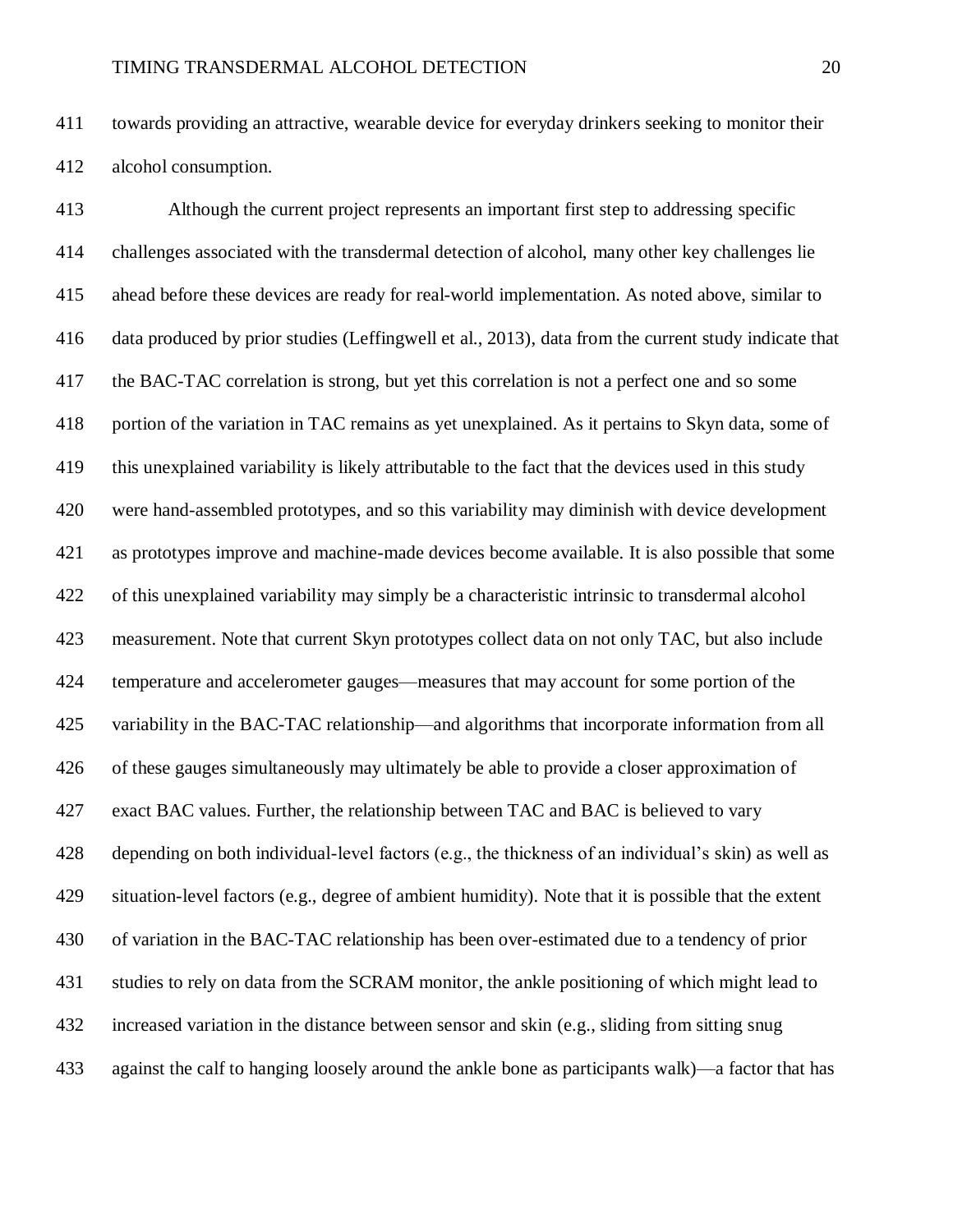towards providing an attractive, wearable device for everyday drinkers seeking to monitor their alcohol consumption.

Although the current project represents an important first step to addressing specific challenges associated with the transdermal detection of alcohol, many other key challenges lie ahead before these devices are ready for real-world implementation. As noted above, similar to data produced by prior studies (Leffingwell et al., 2013), data from the current study indicate that the BAC-TAC correlation is strong, but yet this correlation is not a perfect one and so some portion of the variation in TAC remains as yet unexplained. As it pertains to Skyn data, some of this unexplained variability is likely attributable to the fact that the devices used in this study were hand-assembled prototypes, and so this variability may diminish with device development as prototypes improve and machine-made devices become available. It is also possible that some of this unexplained variability may simply be a characteristic intrinsic to transdermal alcohol measurement. Note that current Skyn prototypes collect data on not only TAC, but also include temperature and accelerometer gauges—measures that may account for some portion of the variability in the BAC-TAC relationship—and algorithms that incorporate information from all of these gauges simultaneously may ultimately be able to provide a closer approximation of exact BAC values. Further, the relationship between TAC and BAC is believed to vary depending on both individual-level factors (e.g., the thickness of an individual's skin) as well as situation-level factors (e.g., degree of ambient humidity). Note that it is possible that the extent of variation in the BAC-TAC relationship has been over-estimated due to a tendency of prior studies to rely on data from the SCRAM monitor, the ankle positioning of which might lead to increased variation in the distance between sensor and skin (e.g., sliding from sitting snug against the calf to hanging loosely around the ankle bone as participants walk)—a factor that has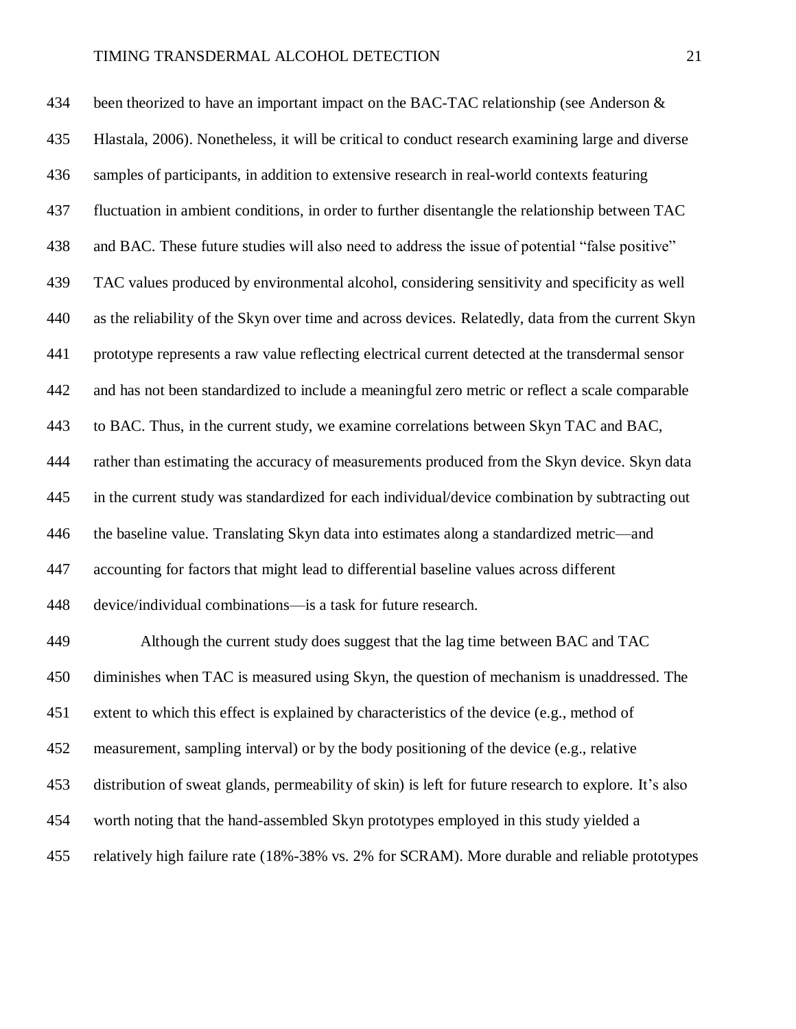been theorized to have an important impact on the BAC-TAC relationship (see Anderson & Hlastala, 2006). Nonetheless, it will be critical to conduct research examining large and diverse samples of participants, in addition to extensive research in real-world contexts featuring fluctuation in ambient conditions, in order to further disentangle the relationship between TAC and BAC. These future studies will also need to address the issue of potential "false positive" TAC values produced by environmental alcohol, considering sensitivity and specificity as well as the reliability of the Skyn over time and across devices. Relatedly, data from the current Skyn prototype represents a raw value reflecting electrical current detected at the transdermal sensor and has not been standardized to include a meaningful zero metric or reflect a scale comparable to BAC. Thus, in the current study, we examine correlations between Skyn TAC and BAC, rather than estimating the accuracy of measurements produced from the Skyn device. Skyn data in the current study was standardized for each individual/device combination by subtracting out the baseline value. Translating Skyn data into estimates along a standardized metric—and accounting for factors that might lead to differential baseline values across different device/individual combinations—is a task for future research.

Although the current study does suggest that the lag time between BAC and TAC diminishes when TAC is measured using Skyn, the question of mechanism is unaddressed. The extent to which this effect is explained by characteristics of the device (e.g., method of measurement, sampling interval) or by the body positioning of the device (e.g., relative distribution of sweat glands, permeability of skin) is left for future research to explore. It's also worth noting that the hand-assembled Skyn prototypes employed in this study yielded a relatively high failure rate (18%-38% vs. 2% for SCRAM). More durable and reliable prototypes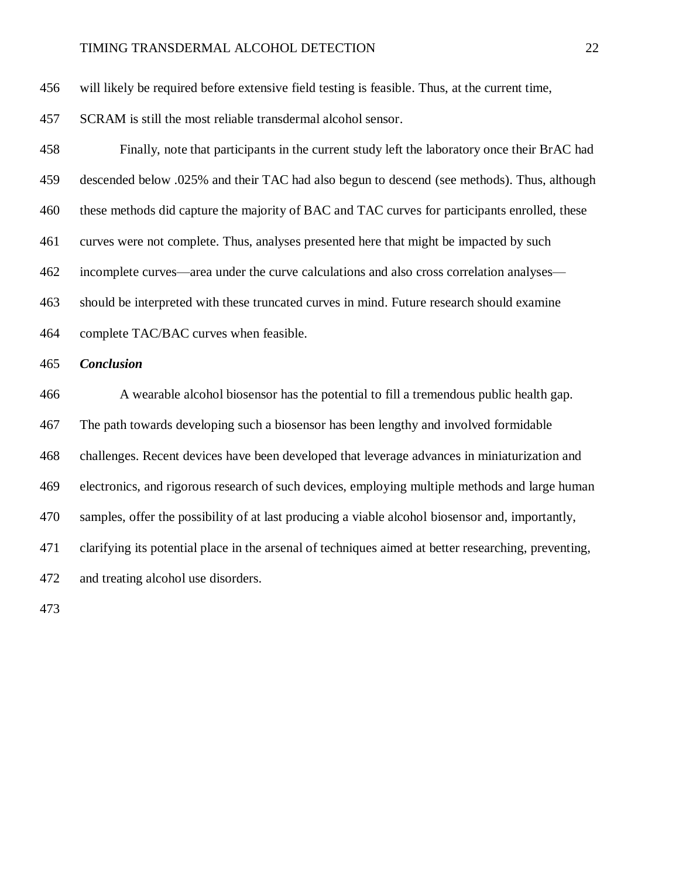will likely be required before extensive field testing is feasible. Thus, at the current time, SCRAM is still the most reliable transdermal alcohol sensor.

Finally, note that participants in the current study left the laboratory once their BrAC had descended below .025% and their TAC had also begun to descend (see methods). Thus, although these methods did capture the majority of BAC and TAC curves for participants enrolled, these curves were not complete. Thus, analyses presented here that might be impacted by such incomplete curves—area under the curve calculations and also cross correlation analyses—should be interpreted with these truncated curves in mind. Future research should examine complete TAC/BAC curves when feasible.

### *Conclusion*

A wearable alcohol biosensor has the potential to fill a tremendous public health gap. The path towards developing such a biosensor has been lengthy and involved formidable challenges. Recent devices have been developed that leverage advances in miniaturization and electronics, and rigorous research of such devices, employing multiple methods and large human samples, offer the possibility of at last producing a viable alcohol biosensor and, importantly, clarifying its potential place in the arsenal of techniques aimed at better researching, preventing, and treating alcohol use disorders.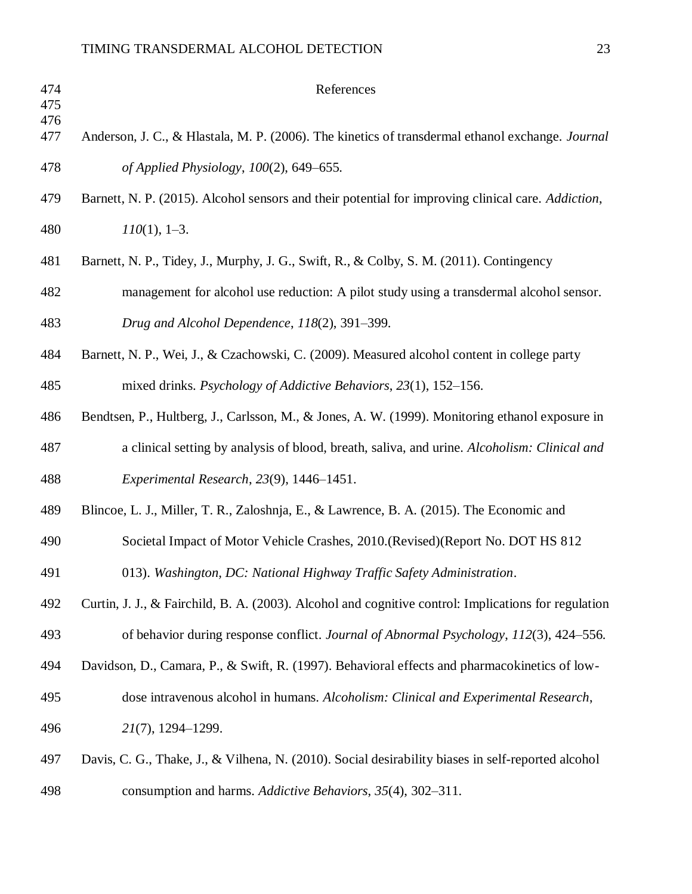# References

Anderson, J. C., & Hlastala, M. P. (2006). The kinetics of transdermal ethanol exchange. *Journal of Applied Physiology*, *100*(2), 649–655.

Barnett, N. P. (2015). Alcohol sensors and their potential for improving clinical care. *Addiction*, *110*(1), 1–3.

Barnett, N. P., Tidey, J., Murphy, J. G., Swift, R., & Colby, S. M. (2011). Contingency management for alcohol use reduction: A pilot study using a transdermal alcohol sensor. *Drug and Alcohol Dependence*, *118*(2), 391–399.

Barnett, N. P., Wei, J., & Czachowski, C. (2009). Measured alcohol content in college party mixed drinks. *Psychology of Addictive Behaviors*, *23*(1), 152–156.

Bendtsen, P., Hultberg, J., Carlsson, M., & Jones, A. W. (1999). Monitoring ethanol exposure in a clinical setting by analysis of blood, breath, saliva, and urine. *Alcoholism: Clinical and Experimental Research*, *23*(9), 1446–1451.

Blincoe, L. J., Miller, T. R., Zaloshnja, E., & Lawrence, B. A. (2015). The Economic and Societal Impact of Motor Vehicle Crashes, 2010.(Revised)(Report No. DOT HS 812 013). *Washington, DC: National Highway Traffic Safety Administration*.

Curtin, J. J., & Fairchild, B. A. (2003). Alcohol and cognitive control: Implications for regulation of behavior during response conflict. *Journal of Abnormal Psychology*, *112*(3), 424–556.

Davidson, D., Camara, P., & Swift, R. (1997). Behavioral effects and pharmacokinetics of low-dose intravenous alcohol in humans. *Alcoholism: Clinical and Experimental Research*, *21*(7), 1294–1299.

Davis, C. G., Thake, J., & Vilhena, N. (2010). Social desirability biases in self-reported alcohol consumption and harms. *Addictive Behaviors*, *35*(4), 302–311.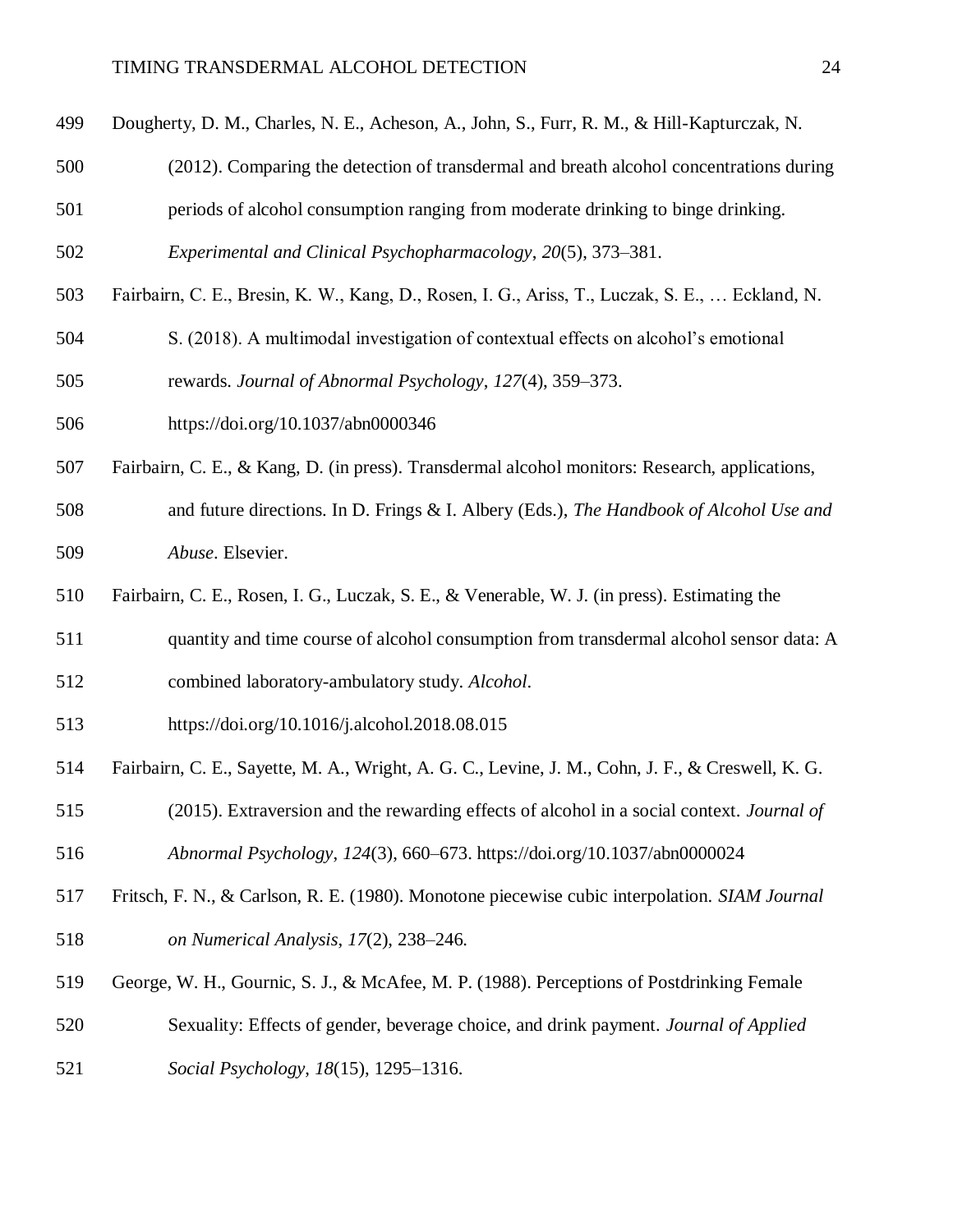Dougherty, D. M., Charles, N. E., Acheson, A., John, S., Furr, R. M., & Hill-Kapturczak, N. (2012). Comparing the detection of transdermal and breath alcohol concentrations during periods of alcohol consumption ranging from moderate drinking to binge drinking. *Experimental and Clinical Psychopharmacology*, *20*(5), 373–381.

Fairbairn, C. E., Bresin, K. W., Kang, D., Rosen, I. G., Ariss, T., Luczak, S. E., … Eckland, N. S. (2018). A multimodal investigation of contextual effects on alcohol's emotional rewards. *Journal of Abnormal Psychology*, *127*(4), 359–373. https://doi.org/10.1037/abn0000346

Fairbairn, C. E., & Kang, D. (in press). Transdermal alcohol monitors: Research, applications, and future directions. In D. Frings & I. Albery (Eds.), *The Handbook of Alcohol Use and Abuse*. Elsevier.

Fairbairn, C. E., Rosen, I. G., Luczak, S. E., & Venerable, W. J. (in press). Estimating the quantity and time course of alcohol consumption from transdermal alcohol sensor data: A combined laboratory-ambulatory study. *Alcohol*. https://doi.org/10.1016/j.alcohol.2018.08.015

Fairbairn, C. E., Sayette, M. A., Wright, A. G. C., Levine, J. M., Cohn, J. F., & Creswell, K. G. (2015). Extraversion and the rewarding effects of alcohol in a social context. *Journal of Abnormal Psychology*, *124*(3), 660–673. https://doi.org/10.1037/abn0000024

Fritsch, F. N., & Carlson, R. E. (1980). Monotone piecewise cubic interpolation. *SIAM Journal on Numerical Analysis*, *17*(2), 238–246.

George, W. H., Gournic, S. J., & McAfee, M. P. (1988). Perceptions of Postdrinking Female Sexuality: Effects of gender, beverage choice, and drink payment. *Journal of Applied Social Psychology*, *18*(15), 1295–1316.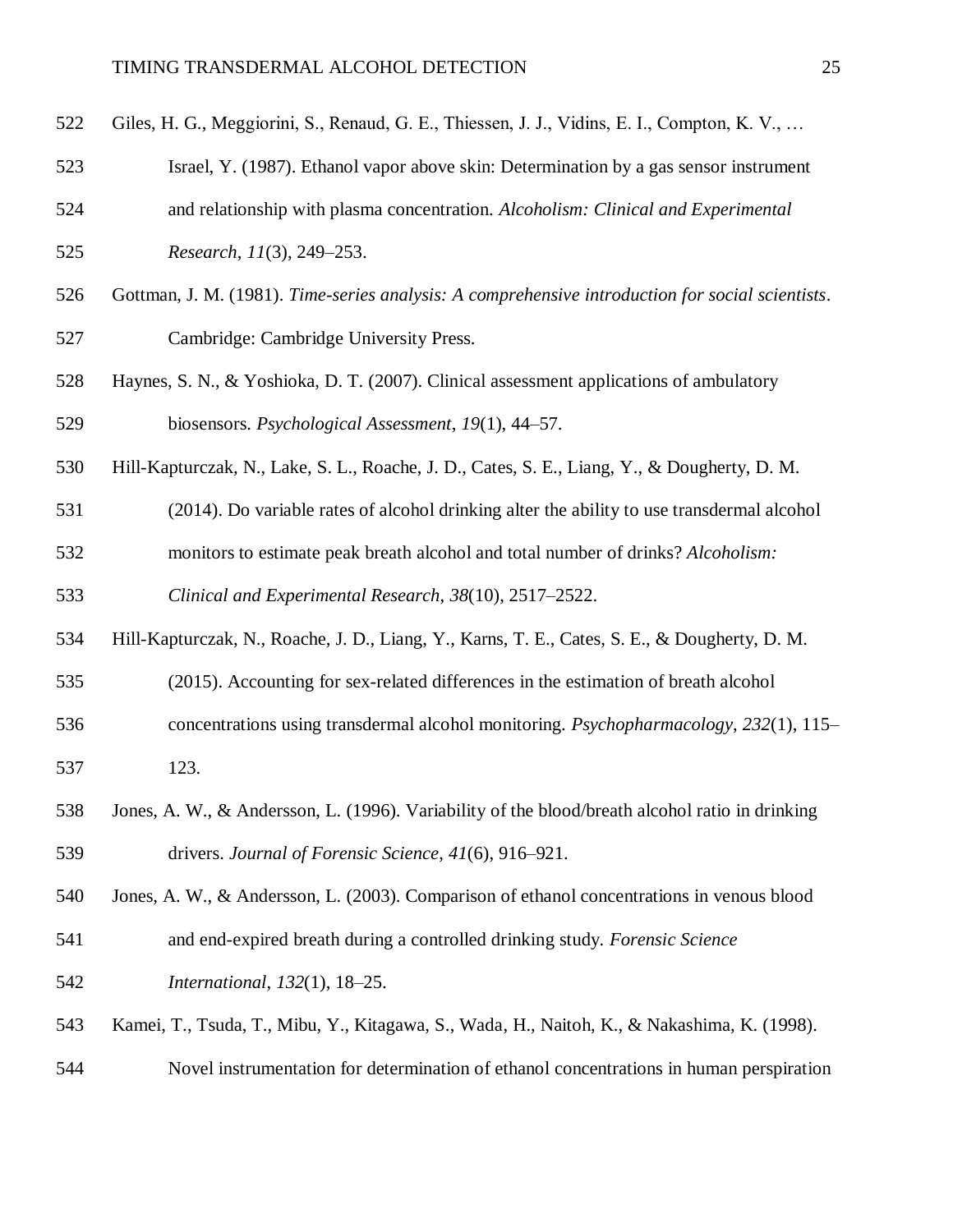Giles, H. G., Meggiorini, S., Renaud, G. E., Thiessen, J. J., Vidins, E. I., Compton, K. V., … Israel, Y. (1987). Ethanol vapor above skin: Determination by a gas sensor instrument and relationship with plasma concentration. *Alcoholism: Clinical and Experimental Research*, *11*(3), 249–253.

Gottman, J. M. (1981). *Time-series analysis: A comprehensive introduction for social scientists*. Cambridge: Cambridge University Press.

Haynes, S. N., & Yoshioka, D. T. (2007). Clinical assessment applications of ambulatory biosensors. *Psychological Assessment*, *19*(1), 44–57.

Hill-Kapturczak, N., Lake, S. L., Roache, J. D., Cates, S. E., Liang, Y., & Dougherty, D. M. (2014). Do variable rates of alcohol drinking alter the ability to use transdermal alcohol monitors to estimate peak breath alcohol and total number of drinks? *Alcoholism: Clinical and Experimental Research*, *38*(10), 2517–2522.

Hill-Kapturczak, N., Roache, J. D., Liang, Y., Karns, T. E., Cates, S. E., & Dougherty, D. M. (2015). Accounting for sex-related differences in the estimation of breath alcohol concentrations using transdermal alcohol monitoring. *Psychopharmacology*, *232*(1), 115–123.

Jones, A. W., & Andersson, L. (1996). Variability of the blood/breath alcohol ratio in drinking drivers. *Journal of Forensic Science*, *41*(6), 916–921.

Jones, A. W., & Andersson, L. (2003). Comparison of ethanol concentrations in venous blood and end-expired breath during a controlled drinking study. *Forensic Science International*, *132*(1), 18–25.

Kamei, T., Tsuda, T., Mibu, Y., Kitagawa, S., Wada, H., Naitoh, K., & Nakashima, K. (1998). Novel instrumentation for determination of ethanol concentrations in human perspiration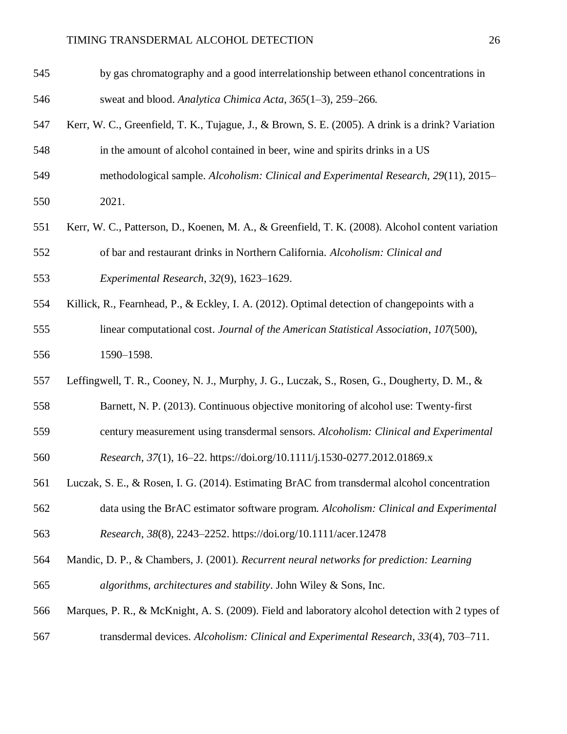by gas chromatography and a good interrelationship between ethanol concentrations in sweat and blood. *Analytica Chimica Acta*, *365*(1–3), 259–266.

Kerr, W. C., Greenfield, T. K., Tujague, J., & Brown, S. E. (2005). A drink is a drink? Variation in the amount of alcohol contained in beer, wine and spirits drinks in a US methodological sample. *Alcoholism: Clinical and Experimental Research*, *29*(11), 2015–2021.

Kerr, W. C., Patterson, D., Koenen, M. A., & Greenfield, T. K. (2008). Alcohol content variation of bar and restaurant drinks in Northern California. *Alcoholism: Clinical and Experimental Research*, *32*(9), 1623–1629.

Killick, R., Fearnhead, P., & Eckley, I. A. (2012). Optimal detection of changepoints with a linear computational cost. *Journal of the American Statistical Association*, *107*(500), 1590–1598.

Leffingwell, T. R., Cooney, N. J., Murphy, J. G., Luczak, S., Rosen, G., Dougherty, D. M., & Barnett, N. P. (2013). Continuous objective monitoring of alcohol use: Twenty-first century measurement using transdermal sensors. *Alcoholism: Clinical and Experimental Research*, *37*(1), 16–22. https://doi.org/10.1111/j.1530-0277.2012.01869.x

Luczak, S. E., & Rosen, I. G. (2014). Estimating BrAC from transdermal alcohol concentration data using the BrAC estimator software program. *Alcoholism: Clinical and Experimental Research*, *38*(8), 2243–2252. https://doi.org/10.1111/acer.12478

Mandic, D. P., & Chambers, J. (2001). *Recurrent neural networks for prediction: Learning algorithms, architectures and stability*. John Wiley & Sons, Inc.

Marques, P. R., & McKnight, A. S. (2009). Field and laboratory alcohol detection with 2 types of transdermal devices. *Alcoholism: Clinical and Experimental Research*, *33*(4), 703–711.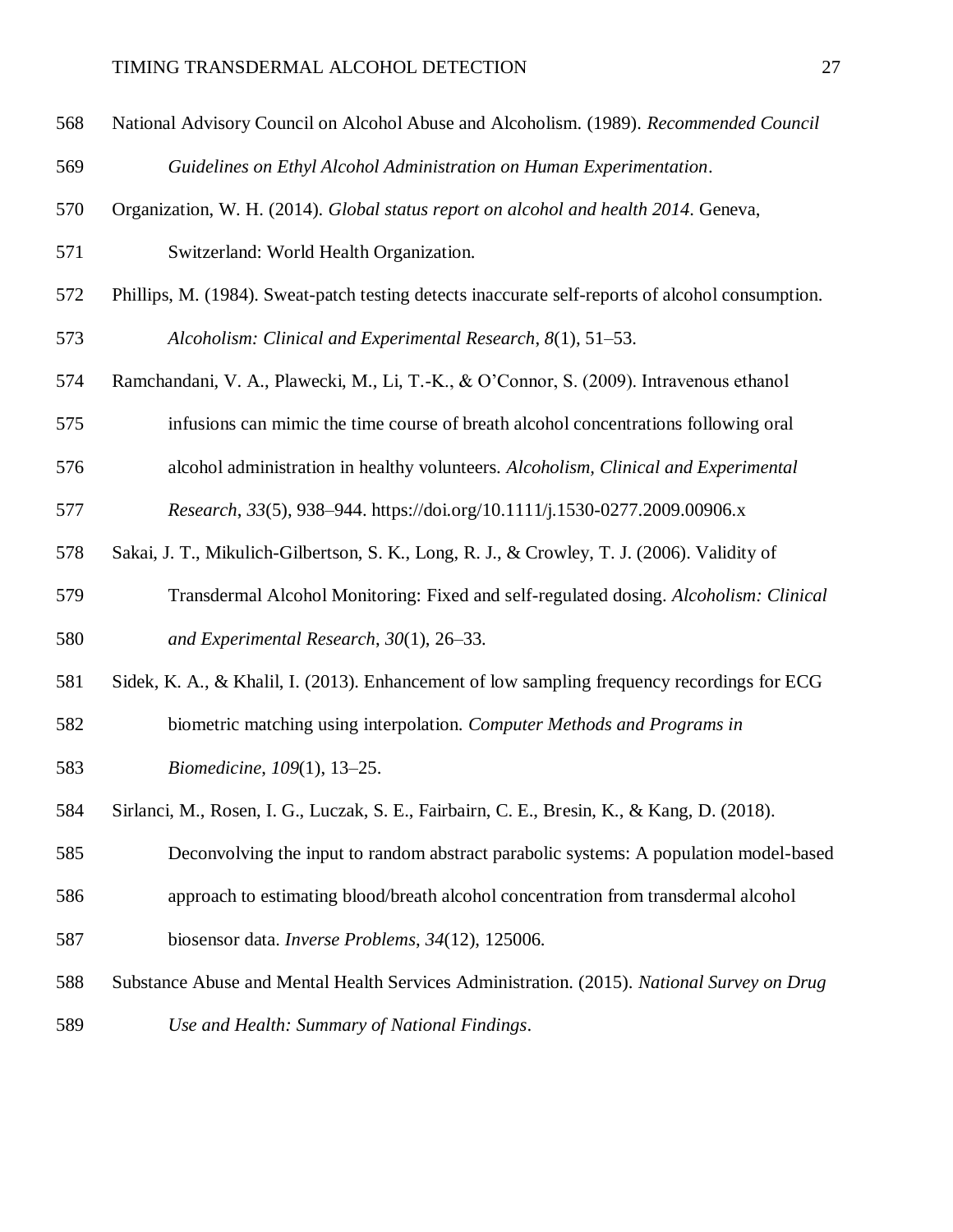National Advisory Council on Alcohol Abuse and Alcoholism. (1989). *Recommended Council Guidelines on Ethyl Alcohol Administration on Human Experimentation*.

Organization, W. H. (2014). *Global status report on alcohol and health 2014*. Geneva, Switzerland: World Health Organization.

Phillips, M. (1984). Sweat-patch testing detects inaccurate self-reports of alcohol consumption. *Alcoholism: Clinical and Experimental Research*, *8*(1), 51–53.

Ramchandani, V. A., Plawecki, M., Li, T.-K., & O'Connor, S. (2009). Intravenous ethanol infusions can mimic the time course of breath alcohol concentrations following oral alcohol administration in healthy volunteers. *Alcoholism, Clinical and Experimental Research*, *33*(5), 938–944. https://doi.org/10.1111/j.1530-0277.2009.00906.x

Sakai, J. T., Mikulich-Gilbertson, S. K., Long, R. J., & Crowley, T. J. (2006). Validity of Transdermal Alcohol Monitoring: Fixed and self-regulated dosing. *Alcoholism: Clinical and Experimental Research*, *30*(1), 26–33.

Sidek, K. A., & Khalil, I. (2013). Enhancement of low sampling frequency recordings for ECG biometric matching using interpolation. *Computer Methods and Programs in Biomedicine*, *109*(1), 13–25.

Sirlanci, M., Rosen, I. G., Luczak, S. E., Fairbairn, C. E., Bresin, K., & Kang, D. (2018). Deconvolving the input to random abstract parabolic systems: A population model-based approach to estimating blood/breath alcohol concentration from transdermal alcohol biosensor data. *Inverse Problems*, *34*(12), 125006.

Substance Abuse and Mental Health Services Administration. (2015). *National Survey on Drug Use and Health: Summary of National Findings*.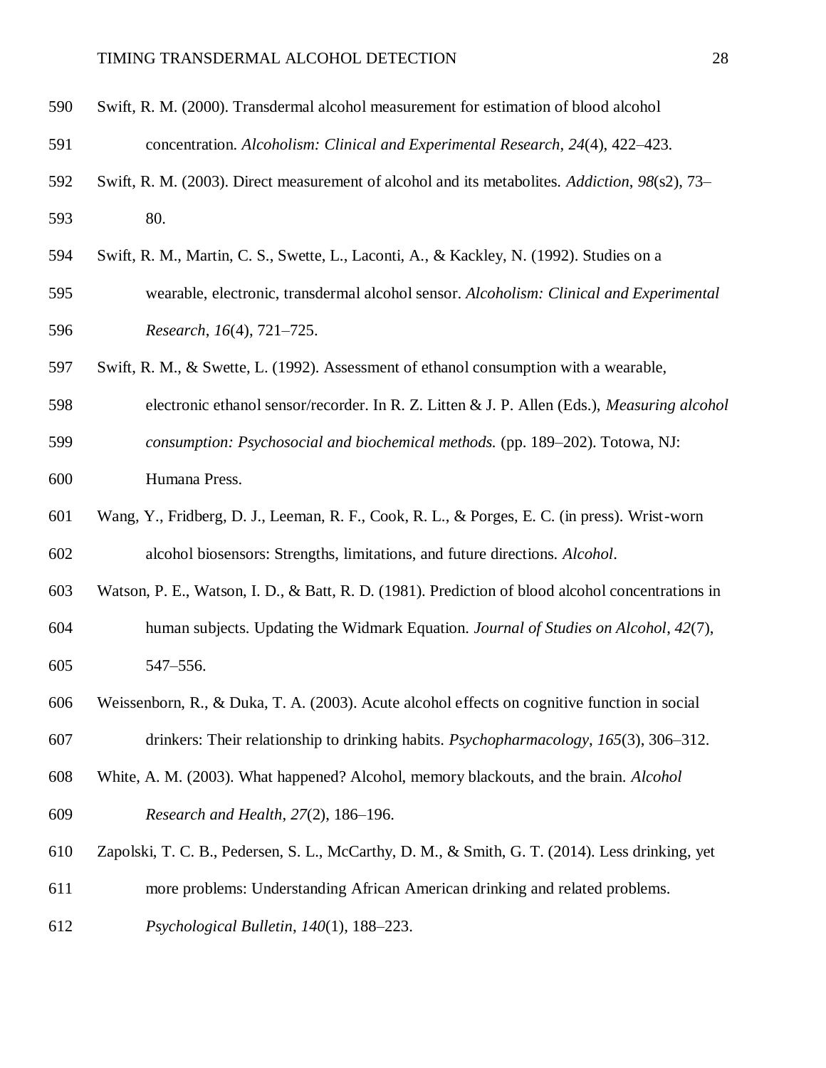Swift, R. M. (2000). Transdermal alcohol measurement for estimation of blood alcohol concentration. *Alcoholism: Clinical and Experimental Research*, *24*(4), 422–423.

Swift, R. M. (2003). Direct measurement of alcohol and its metabolites. *Addiction*, *98*(s2), 73–80.

Swift, R. M., Martin, C. S., Swette, L., Laconti, A., & Kackley, N. (1992). Studies on a wearable, electronic, transdermal alcohol sensor. *Alcoholism: Clinical and Experimental Research*, *16*(4), 721–725.

Swift, R. M., & Swette, L. (1992). Assessment of ethanol consumption with a wearable, electronic ethanol sensor/recorder. In R. Z. Litten & J. P. Allen (Eds.), *Measuring alcohol consumption: Psychosocial and biochemical methods.* (pp. 189–202). Totowa, NJ: Humana Press.

Wang, Y., Fridberg, D. J., Leeman, R. F., Cook, R. L., & Porges, E. C. (in press). Wrist-worn alcohol biosensors: Strengths, limitations, and future directions. *Alcohol*.

Watson, P. E., Watson, I. D., & Batt, R. D. (1981). Prediction of blood alcohol concentrations in human subjects. Updating the Widmark Equation. *Journal of Studies on Alcohol*, *42*(7), 547–556.

Weissenborn, R., & Duka, T. A. (2003). Acute alcohol effects on cognitive function in social drinkers: Their relationship to drinking habits. *Psychopharmacology*, *165*(3), 306–312.

White, A. M. (2003). What happened? Alcohol, memory blackouts, and the brain. *Alcohol Research and Health*, *27*(2), 186–196.

Zapolski, T. C. B., Pedersen, S. L., McCarthy, D. M., & Smith, G. T. (2014). Less drinking, yet more problems: Understanding African American drinking and related problems. *Psychological Bulletin*, *140*(1), 188–223.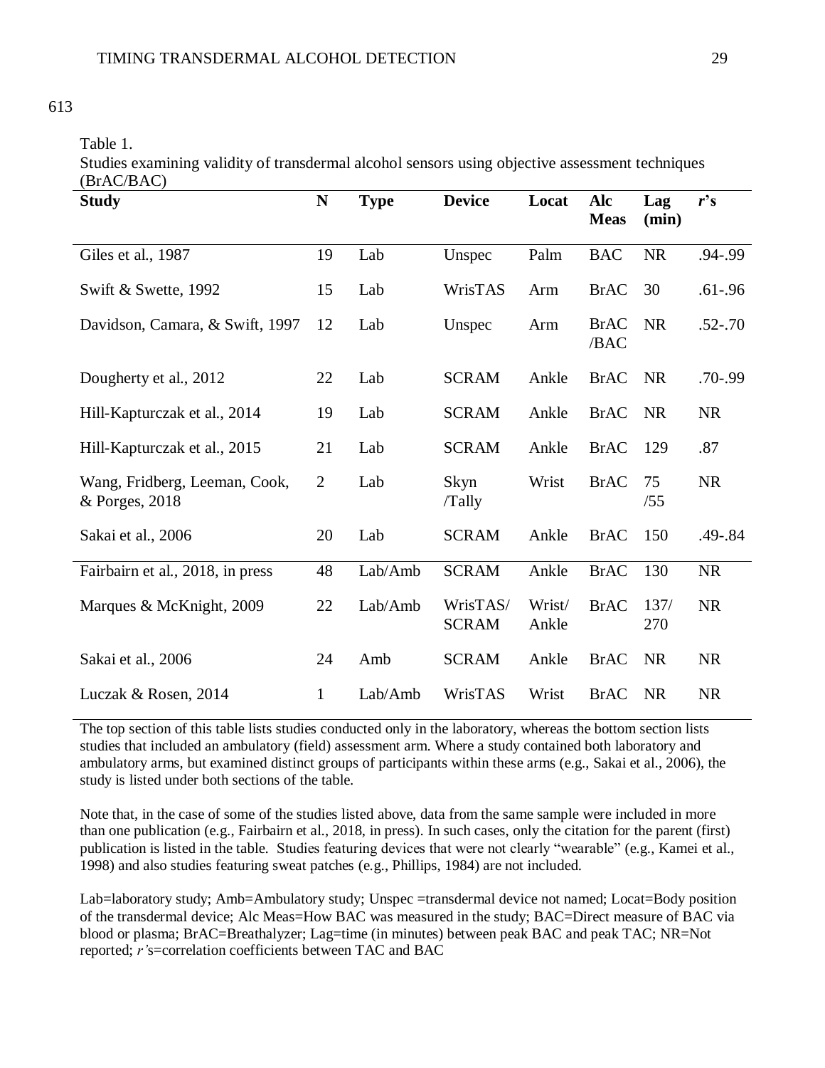613

Table 1.

Studies examining validity of transdermal alcohol sensors using objective assessment techniques (BrAC/BAC)

| Study | N | Type | Device | Locat | Alc Meas | Lag (min) | *r*'s |
|---|---|---|---|---|---|---|---|
| Giles et al., 1987 | 19 | Lab | Unspec | Palm | BAC | NR | .94-.99 |
| Swift & Swette, 1992 | 15 | Lab | WrisTAS | Arm | BrAC | 30 | .61-.96 |
| Davidson, Camara, & Swift, 1997 | 12 | Lab | Unspec | Arm | BrAC /BAC | NR | .52-.70 |
| Dougherty et al., 2012 | 22 | Lab | SCRAM | Ankle | BrAC | NR | .70-.99 |
| Hill-Kapturczak et al., 2014 | 19 | Lab | SCRAM | Ankle | BrAC | NR | NR |
| Hill-Kapturczak et al., 2015 | 21 | Lab | SCRAM | Ankle | BrAC | 129 | .87 |
| Wang, Fridberg, Leeman, Cook, & Porges, 2018 | 2 | Lab | Skyn /Tally | Wrist | BrAC | 75 /55 | NR |
| Sakai et al., 2006 | 20 | Lab | SCRAM | Ankle | BrAC | 150 | .49-.84 |
| Fairbairn et al., 2018, in press | 48 | Lab/Amb | SCRAM | Ankle | BrAC | 130 | NR |
| Marques & McKnight, 2009 | 22 | Lab/Amb | WrisTAS/ SCRAM | Wrist/ Ankle | BrAC | 137/ 270 | NR |
| Sakai et al., 2006 | 24 | Amb | SCRAM | Ankle | BrAC | NR | NR |
| Luczak & Rosen, 2014 | 1 | Lab/Amb | WrisTAS | Wrist | BrAC | NR | NR |

The top section of this table lists studies conducted only in the laboratory, whereas the bottom section lists studies that included an ambulatory (field) assessment arm. Where a study contained both laboratory and ambulatory arms, but examined distinct groups of participants within these arms (e.g., Sakai et al., 2006), the study is listed under both sections of the table.

Note that, in the case of some of the studies listed above, data from the same sample were included in more than one publication (e.g., Fairbairn et al., 2018, in press). In such cases, only the citation for the parent (first) publication is listed in the table. Studies featuring devices that were not clearly "wearable" (e.g., Kamei et al., 1998) and also studies featuring sweat patches (e.g., Phillips, 1984) are not included.

Lab=laboratory study; Amb=Ambulatory study; Unspec =transdermal device not named; Locat=Body position of the transdermal device; Alc Meas=How BAC was measured in the study; BAC=Direct measure of BAC via blood or plasma; BrAC=Breathalyzer; Lag=time (in minutes) between peak BAC and peak TAC; NR=Not reported; *r'*s=correlation coefficients between TAC and BAC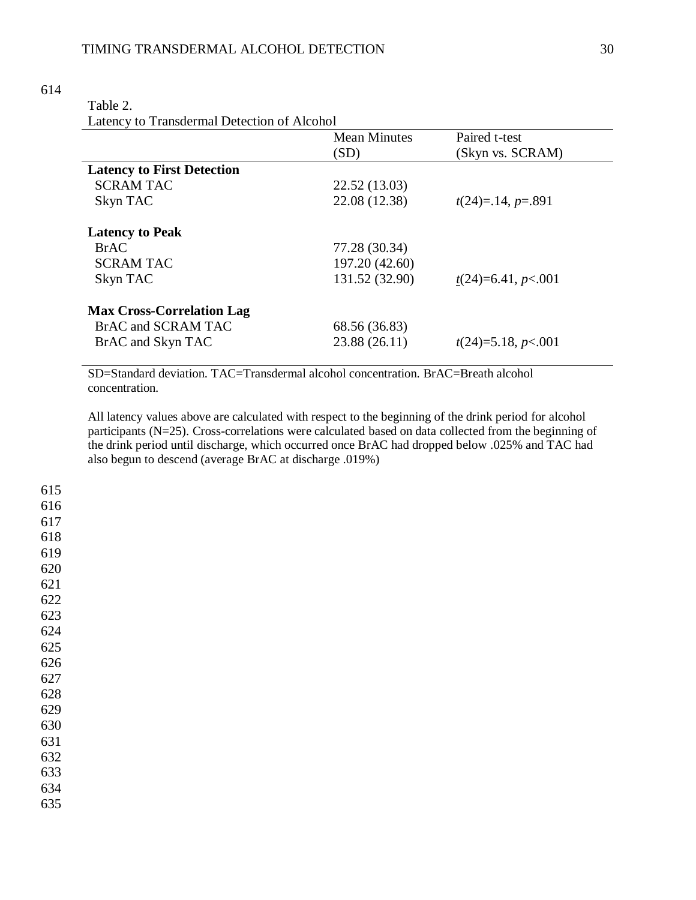Table 2.
Latency to Transdermal Detection of Alcohol

| | Mean Minutes (SD) | Paired t-test (Skyn vs. SCRAM) |
|---|---|---|
| **Latency to First Detection** | | |
| SCRAM TAC | 22.52 (13.03) | |
| Skyn TAC | 22.08 (12.38) | $t(24)=.14$, $p=.891$ |
| **Latency to Peak** | | |
| BrAC | 77.28 (30.34) | |
| SCRAM TAC | 197.20 (42.60) | |
| Skyn TAC | 131.52 (32.90) | $t(24)=6.41$, $p<.001$ |
| **Max Cross-Correlation Lag** | | |
| BrAC and SCRAM TAC | 68.56 (36.83) | |
| BrAC and Skyn TAC | 23.88 (26.11) | $t(24)=5.18$, $p<.001$ |

SD=Standard deviation. TAC=Transdermal alcohol concentration. BrAC=Breath alcohol concentration.

All latency values above are calculated with respect to the beginning of the drink period for alcohol participants (N=25). Cross-correlations were calculated based on data collected from the beginning of the drink period until discharge, which occurred once BrAC had dropped below .025% and TAC had also begun to descend (average BrAC at discharge .019%)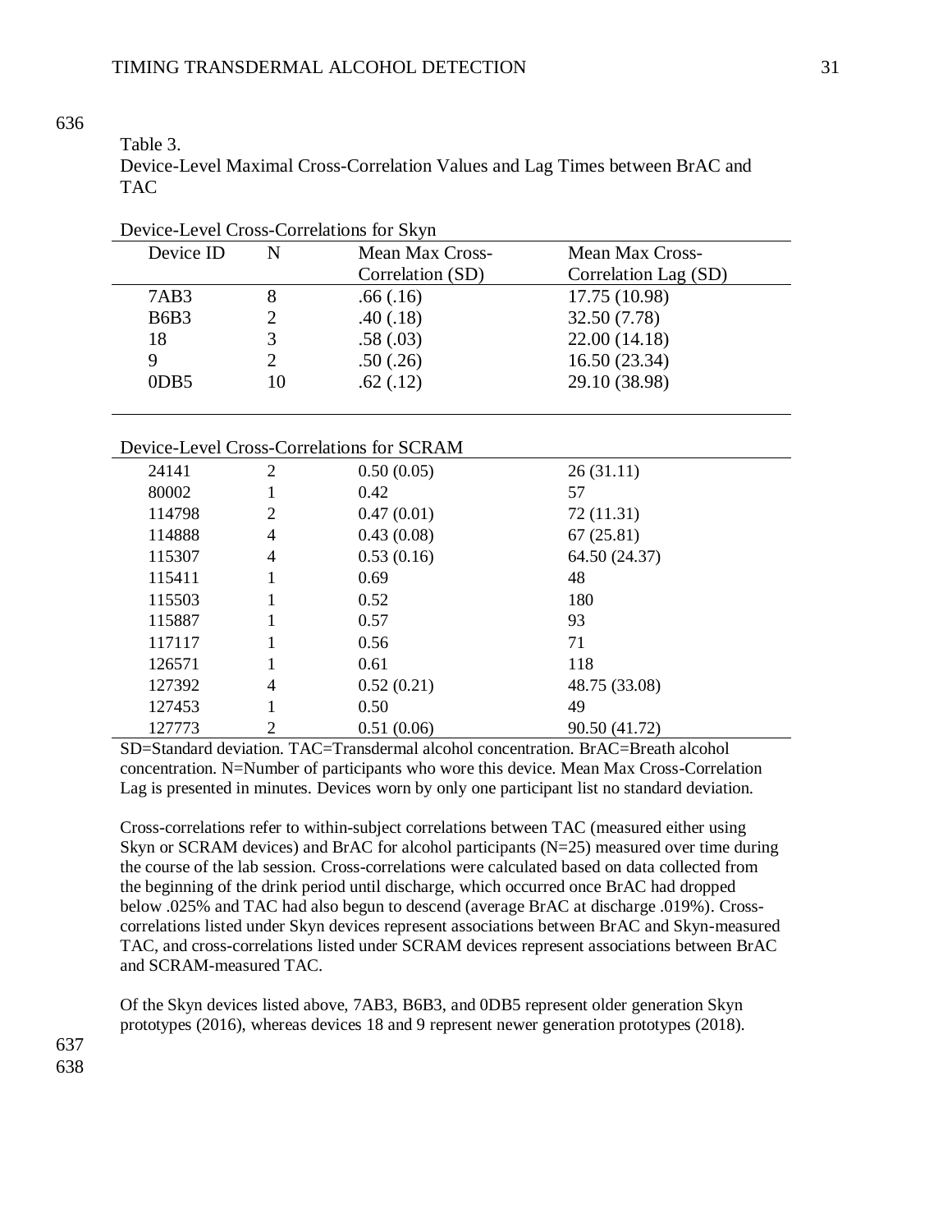Table 3.
Device-Level Maximal Cross-Correlation Values and Lag Times between BrAC and TAC

Device-Level Cross-Correlations for Skyn

| Device ID | N | Mean Max Cross-Correlation (SD) | Mean Max Cross-Correlation Lag (SD) |
|---|---|---|---|
| 7AB3 | 8 | .66 (.16) | 17.75 (10.98) |
| B6B3 | 2 | .40 (.18) | 32.50 (7.78) |
| 18 | 3 | .58 (.03) | 22.00 (14.18) |
| 9 | 2 | .50 (.26) | 16.50 (23.34) |
| 0DB5 | 10 | .62 (.12) | 29.10 (38.98) |

Device-Level Cross-Correlations for SCRAM

| Device ID | N | Mean Max Cross-Correlation (SD) | Mean Max Cross-Correlation Lag (SD) |
|---|---|---|---|
| 24141 | 2 | 0.50 (0.05) | 26 (31.11) |
| 80002 | 1 | 0.42 | 57 |
| 114798 | 2 | 0.47 (0.01) | 72 (11.31) |
| 114888 | 4 | 0.43 (0.08) | 67 (25.81) |
| 115307 | 4 | 0.53 (0.16) | 64.50 (24.37) |
| 115411 | 1 | 0.69 | 48 |
| 115503 | 1 | 0.52 | 180 |
| 115887 | 1 | 0.57 | 93 |
| 117117 | 1 | 0.56 | 71 |
| 126571 | 1 | 0.61 | 118 |
| 127392 | 4 | 0.52 (0.21) | 48.75 (33.08) |
| 127453 | 1 | 0.50 | 49 |
| 127773 | 2 | 0.51 (0.06) | 90.50 (41.72) |

SD=Standard deviation. TAC=Transdermal alcohol concentration. BrAC=Breath alcohol concentration. N=Number of participants who wore this device. Mean Max Cross-Correlation Lag is presented in minutes. Devices worn by only one participant list no standard deviation.

Cross-correlations refer to within-subject correlations between TAC (measured either using Skyn or SCRAM devices) and BrAC for alcohol participants (N=25) measured over time during the course of the lab session. Cross-correlations were calculated based on data collected from the beginning of the drink period until discharge, which occurred once BrAC had dropped below .025% and TAC had also begun to descend (average BrAC at discharge .019%). Cross-correlations listed under Skyn devices represent associations between BrAC and Skyn-measured TAC, and cross-correlations listed under SCRAM devices represent associations between BrAC and SCRAM-measured TAC.

Of the Skyn devices listed above, 7AB3, B6B3, and 0DB5 represent older generation Skyn prototypes (2016), whereas devices 18 and 9 represent newer generation prototypes (2018).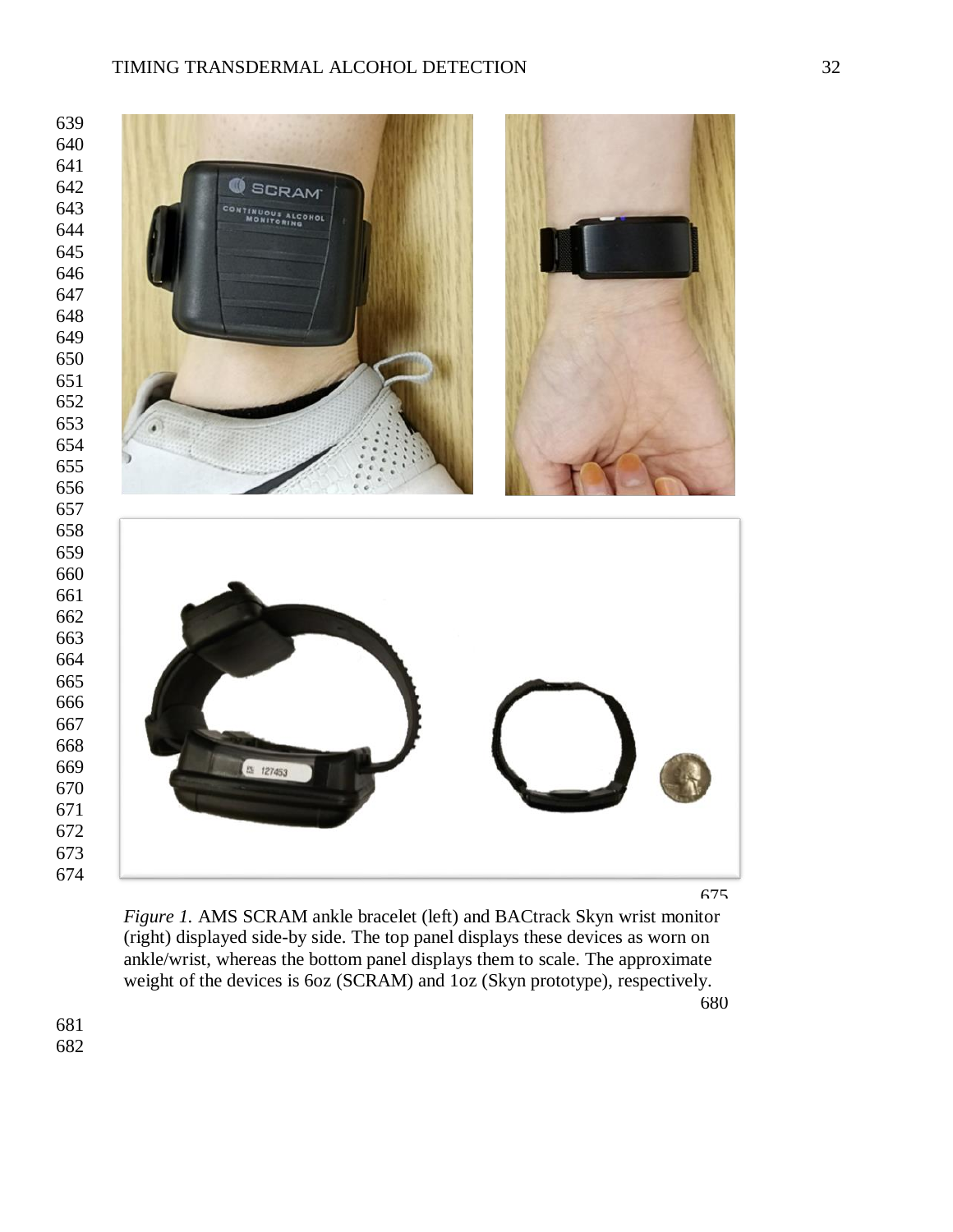*Figure 1.* AMS SCRAM ankle bracelet (left) and BACtrack Skyn wrist monitor (right) displayed side-by side. The top panel displays these devices as worn on ankle/wrist, whereas the bottom panel displays them to scale. The approximate weight of the devices is 6oz (SCRAM) and 1oz (Skyn prototype), respectively.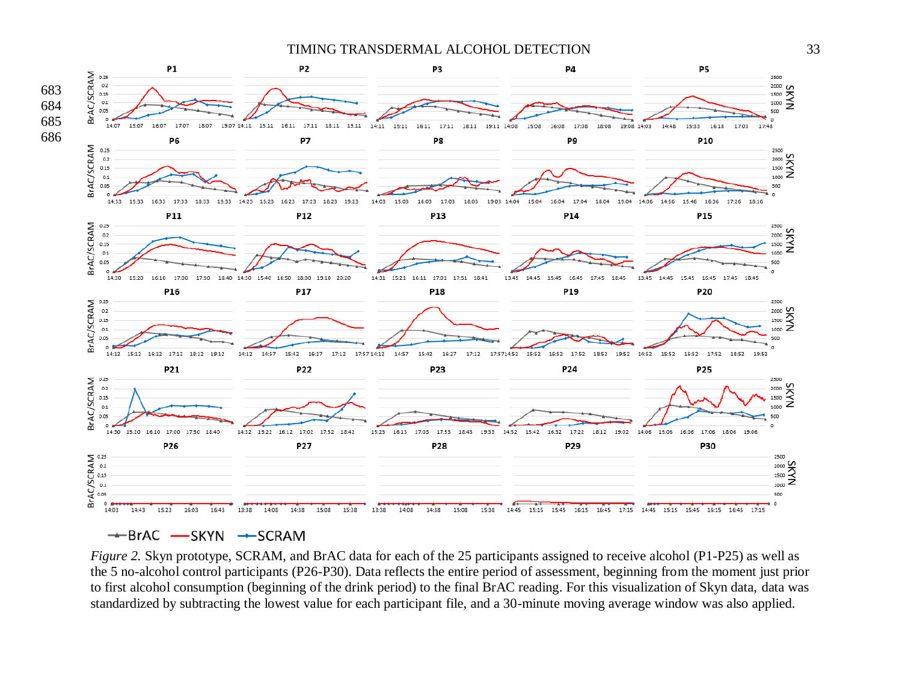683

684

685

686

P1 P2 P3 P4 P5

BrAC/SCRAM 0.25 0.2 0.15 0.1 0.05 0

SKYN 2500 2000 1500 1000 500 0

14:07 15:07 16:07 17:07 18:07 19:07 14:11 15:11 16:11 17:11 18:11 19:11 14:11 15:11 16:11 17:11 18:11 19:11 14:08 15:08 16:08 17:08 18:08 19:08 14:03 14:48 15:33 16:18 17:03 17:48

P6 P7 P8 P9 P10

14:33 15:33 16:33 17:33 18:33 19:33 14:23 15:23 16:23 17:23 18:23 19:23 14:03 15:03 16:03 17:03 18:03 19:03 14:04 15:04 16:04 17:04 18:04 19:04 14:06 14:56 15:46 16:36 17:26 18:16

P11 P12 P13 P14 P15

14:30 15:20 16:10 17:00 17:50 18:40 14:30 15:40 16:50 18:00 19:10 20:20 14:31 15:21 16:11 17:01 17:51 18:41 13:45 14:45 15:45 16:45 17:45 18:45 13:45 14:45 15:45 16:45 17:45 18:45

P16 P17 P18 P19 P20

14:12 15:12 16:12 17:12 18:12 19:12 14:12 14:57 15:42 16:27 17:12 17:57 14:12 14:57 15:42 16:27 17:12 17:57 14:52 15:52 16:52 17:52 18:52 19:52 14:52 15:52 16:52 17:52 18:52 19:52

P21 P22 P23 P24 P25

14:30 15:20 16:10 17:00 17:50 18:40 14:32 15:22 16:12 17:02 17:52 18:42 15:23 16:13 17:03 17:53 18:43 19:33 14:52 15:42 16:32 17:22 18:12 19:02 14:06 15:06 16:06 17:06 18:06 19:06

P26 P27 P28 P29 P30

14:03 14:43 15:23 16:03 16:43 13:38 14:08 14:38 15:08 15:38 13:38 14:08 14:38 15:08 15:38 14:45 15:15 15:45 16:15 16:45 17:15 14:45 15:15 15:45 16:15 16:45 17:15

BrAC SKYN SCRAM

*Figure 2.* Skyn prototype, SCRAM, and BrAC data for each of the 25 participants assigned to receive alcohol (P1-P25) as well as the 5 no-alcohol control participants (P26-P30). Data reflects the entire period of assessment, beginning from the moment just prior to first alcohol consumption (beginning of the drink period) to the final BrAC reading. For this visualization of Skyn data, data was standardized by subtracting the lowest value for each participant file, and a 30-minute moving average window was also applied.